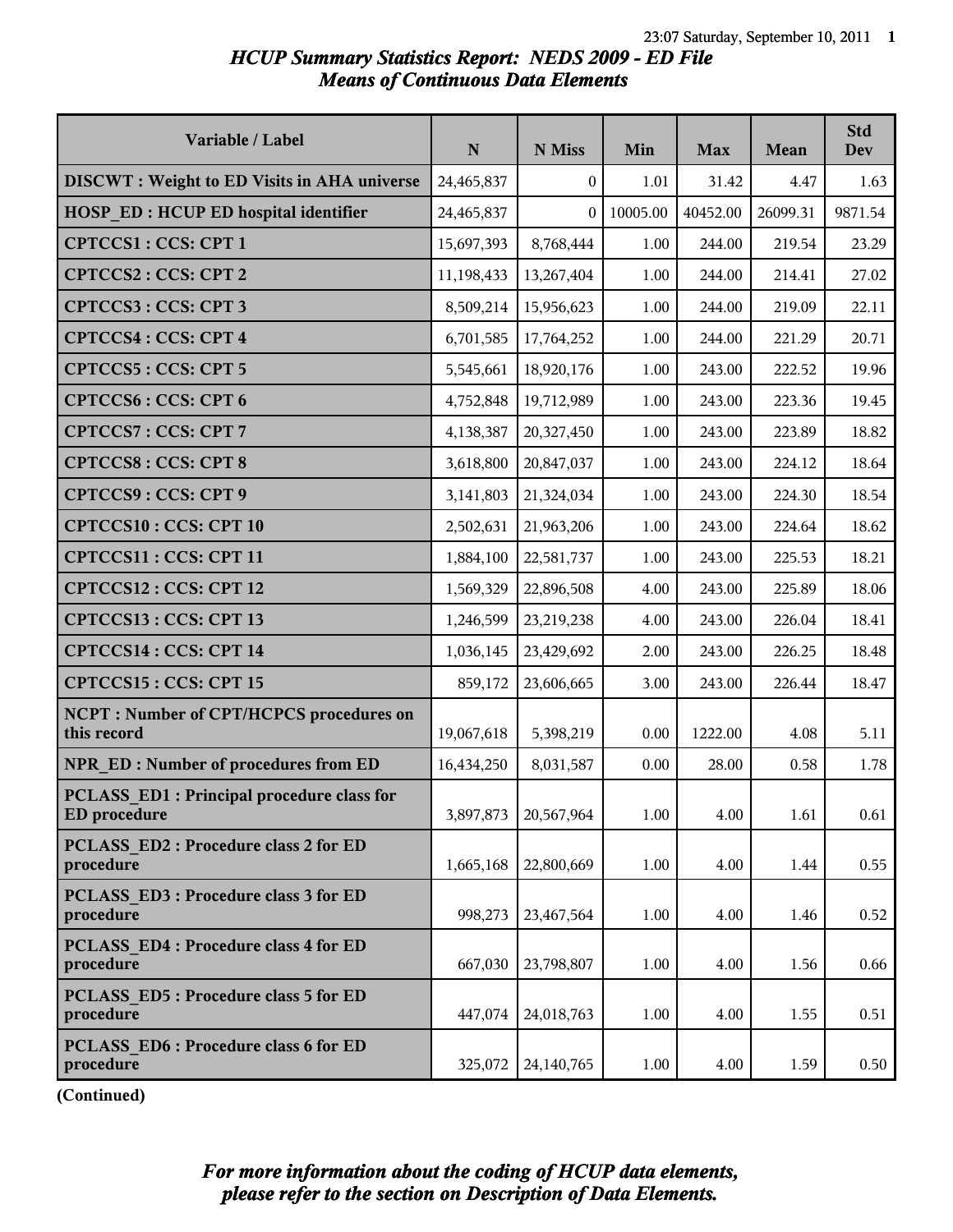# *HCUP Summary Statistics Report: NEDS 2009 - ED File*
## *Means of Continuous Data Elements*

| Variable / Label | N | N Miss | Min | Max | Mean | Std Dev |
|---|---|---|---|---|---|---|
| **DISCWT : Weight to ED Visits in AHA universe** | 24,465,837 | 0 | 1.01 | 31.42 | 4.47 | 1.63 |
| **HOSP_ED : HCUP ED hospital identifier** | 24,465,837 | 0 | 10005.00 | 40452.00 | 26099.31 | 9871.54 |
| **CPTCCS1 : CCS: CPT 1** | 15,697,393 | 8,768,444 | 1.00 | 244.00 | 219.54 | 23.29 |
| **CPTCCS2 : CCS: CPT 2** | 11,198,433 | 13,267,404 | 1.00 | 244.00 | 214.41 | 27.02 |
| **CPTCCS3 : CCS: CPT 3** | 8,509,214 | 15,956,623 | 1.00 | 244.00 | 219.09 | 22.11 |
| **CPTCCS4 : CCS: CPT 4** | 6,701,585 | 17,764,252 | 1.00 | 244.00 | 221.29 | 20.71 |
| **CPTCCS5 : CCS: CPT 5** | 5,545,661 | 18,920,176 | 1.00 | 243.00 | 222.52 | 19.96 |
| **CPTCCS6 : CCS: CPT 6** | 4,752,848 | 19,712,989 | 1.00 | 243.00 | 223.36 | 19.45 |
| **CPTCCS7 : CCS: CPT 7** | 4,138,387 | 20,327,450 | 1.00 | 243.00 | 223.89 | 18.82 |
| **CPTCCS8 : CCS: CPT 8** | 3,618,800 | 20,847,037 | 1.00 | 243.00 | 224.12 | 18.64 |
| **CPTCCS9 : CCS: CPT 9** | 3,141,803 | 21,324,034 | 1.00 | 243.00 | 224.30 | 18.54 |
| **CPTCCS10 : CCS: CPT 10** | 2,502,631 | 21,963,206 | 1.00 | 243.00 | 224.64 | 18.62 |
| **CPTCCS11 : CCS: CPT 11** | 1,884,100 | 22,581,737 | 1.00 | 243.00 | 225.53 | 18.21 |
| **CPTCCS12 : CCS: CPT 12** | 1,569,329 | 22,896,508 | 4.00 | 243.00 | 225.89 | 18.06 |
| **CPTCCS13 : CCS: CPT 13** | 1,246,599 | 23,219,238 | 4.00 | 243.00 | 226.04 | 18.41 |
| **CPTCCS14 : CCS: CPT 14** | 1,036,145 | 23,429,692 | 2.00 | 243.00 | 226.25 | 18.48 |
| **CPTCCS15 : CCS: CPT 15** | 859,172 | 23,606,665 | 3.00 | 243.00 | 226.44 | 18.47 |
| **NCPT : Number of CPT/HCPCS procedures on this record** | 19,067,618 | 5,398,219 | 0.00 | 1222.00 | 4.08 | 5.11 |
| **NPR_ED : Number of procedures from ED** | 16,434,250 | 8,031,587 | 0.00 | 28.00 | 0.58 | 1.78 |
| **PCLASS_ED1 : Principal procedure class for ED procedure** | 3,897,873 | 20,567,964 | 1.00 | 4.00 | 1.61 | 0.61 |
| **PCLASS_ED2 : Procedure class 2 for ED procedure** | 1,665,168 | 22,800,669 | 1.00 | 4.00 | 1.44 | 0.55 |
| **PCLASS_ED3 : Procedure class 3 for ED procedure** | 998,273 | 23,467,564 | 1.00 | 4.00 | 1.46 | 0.52 |
| **PCLASS_ED4 : Procedure class 4 for ED procedure** | 667,030 | 23,798,807 | 1.00 | 4.00 | 1.56 | 0.66 |
| **PCLASS_ED5 : Procedure class 5 for ED procedure** | 447,074 | 24,018,763 | 1.00 | 4.00 | 1.55 | 0.51 |
| **PCLASS_ED6 : Procedure class 6 for ED procedure** | 325,072 | 24,140,765 | 1.00 | 4.00 | 1.59 | 0.50 |

**(Continued)**

***For more information about the coding of HCUP data elements, please refer to the section on Description of Data Elements.***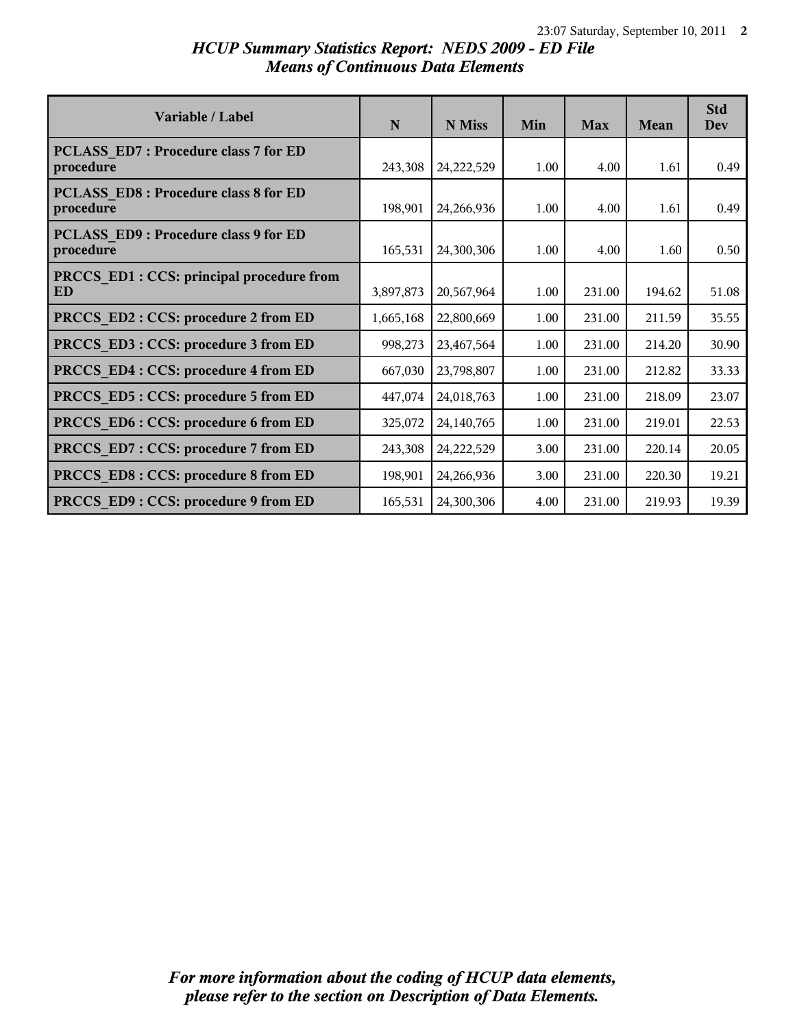# *HCUP Summary Statistics Report: NEDS 2009 - ED File*
## *Means of Continuous Data Elements*

| Variable / Label | N | N Miss | Min | Max | Mean | Std Dev |
|---|---|---|---|---|---|---|
| **PCLASS_ED7 : Procedure class 7 for ED procedure** | 243,308 | 24,222,529 | 1.00 | 4.00 | 1.61 | 0.49 |
| **PCLASS_ED8 : Procedure class 8 for ED procedure** | 198,901 | 24,266,936 | 1.00 | 4.00 | 1.61 | 0.49 |
| **PCLASS_ED9 : Procedure class 9 for ED procedure** | 165,531 | 24,300,306 | 1.00 | 4.00 | 1.60 | 0.50 |
| **PRCCS_ED1 : CCS: principal procedure from ED** | 3,897,873 | 20,567,964 | 1.00 | 231.00 | 194.62 | 51.08 |
| **PRCCS_ED2 : CCS: procedure 2 from ED** | 1,665,168 | 22,800,669 | 1.00 | 231.00 | 211.59 | 35.55 |
| **PRCCS_ED3 : CCS: procedure 3 from ED** | 998,273 | 23,467,564 | 1.00 | 231.00 | 214.20 | 30.90 |
| **PRCCS_ED4 : CCS: procedure 4 from ED** | 667,030 | 23,798,807 | 1.00 | 231.00 | 212.82 | 33.33 |
| **PRCCS_ED5 : CCS: procedure 5 from ED** | 447,074 | 24,018,763 | 1.00 | 231.00 | 218.09 | 23.07 |
| **PRCCS_ED6 : CCS: procedure 6 from ED** | 325,072 | 24,140,765 | 1.00 | 231.00 | 219.01 | 22.53 |
| **PRCCS_ED7 : CCS: procedure 7 from ED** | 243,308 | 24,222,529 | 3.00 | 231.00 | 220.14 | 20.05 |
| **PRCCS_ED8 : CCS: procedure 8 from ED** | 198,901 | 24,266,936 | 3.00 | 231.00 | 220.30 | 19.21 |
| **PRCCS_ED9 : CCS: procedure 9 from ED** | 165,531 | 24,300,306 | 4.00 | 231.00 | 219.93 | 19.39 |

***For more information about the coding of HCUP data elements, please refer to the section on Description of Data Elements.***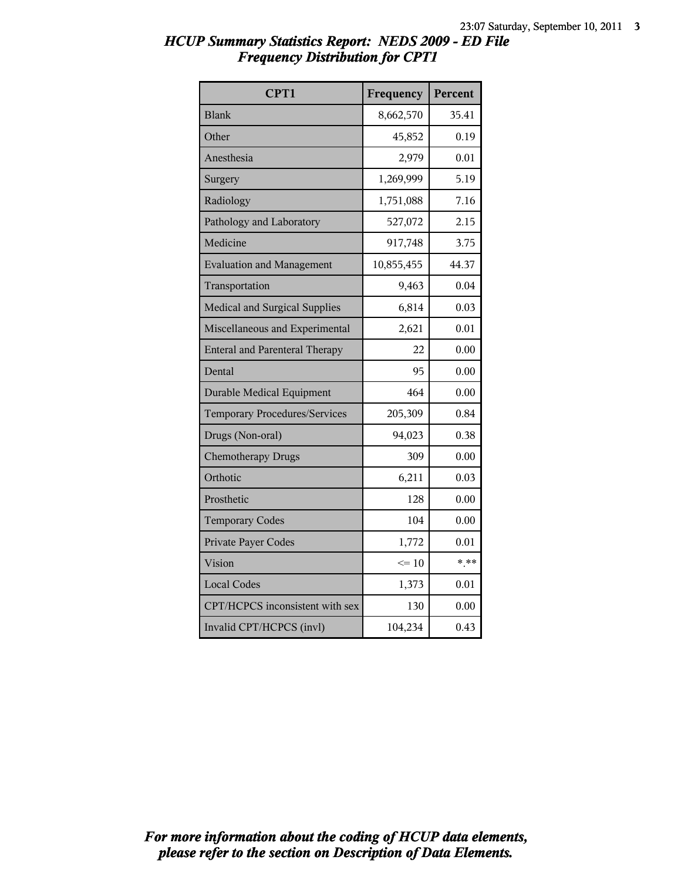# HCUP Summary Statistics Report: NEDS 2009 - ED File
## Frequency Distribution for CPT1

| CPT1 | Frequency | Percent |
|---|---|---|
| Blank | 8,662,570 | 35.41 |
| Other | 45,852 | 0.19 |
| Anesthesia | 2,979 | 0.01 |
| Surgery | 1,269,999 | 5.19 |
| Radiology | 1,751,088 | 7.16 |
| Pathology and Laboratory | 527,072 | 2.15 |
| Medicine | 917,748 | 3.75 |
| Evaluation and Management | 10,855,455 | 44.37 |
| Transportation | 9,463 | 0.04 |
| Medical and Surgical Supplies | 6,814 | 0.03 |
| Miscellaneous and Experimental | 2,621 | 0.01 |
| Enteral and Parenteral Therapy | 22 | 0.00 |
| Dental | 95 | 0.00 |
| Durable Medical Equipment | 464 | 0.00 |
| Temporary Procedures/Services | 205,309 | 0.84 |
| Drugs (Non-oral) | 94,023 | 0.38 |
| Chemotherapy Drugs | 309 | 0.00 |
| Orthotic | 6,211 | 0.03 |
| Prosthetic | 128 | 0.00 |
| Temporary Codes | 104 | 0.00 |
| Private Payer Codes | 1,772 | 0.01 |
| Vision | <= 10 | *.** |
| Local Codes | 1,373 | 0.01 |
| CPT/HCPCS inconsistent with sex | 130 | 0.00 |
| Invalid CPT/HCPCS (invl) | 104,234 | 0.43 |

*For more information about the coding of HCUP data elements, please refer to the section on Description of Data Elements.*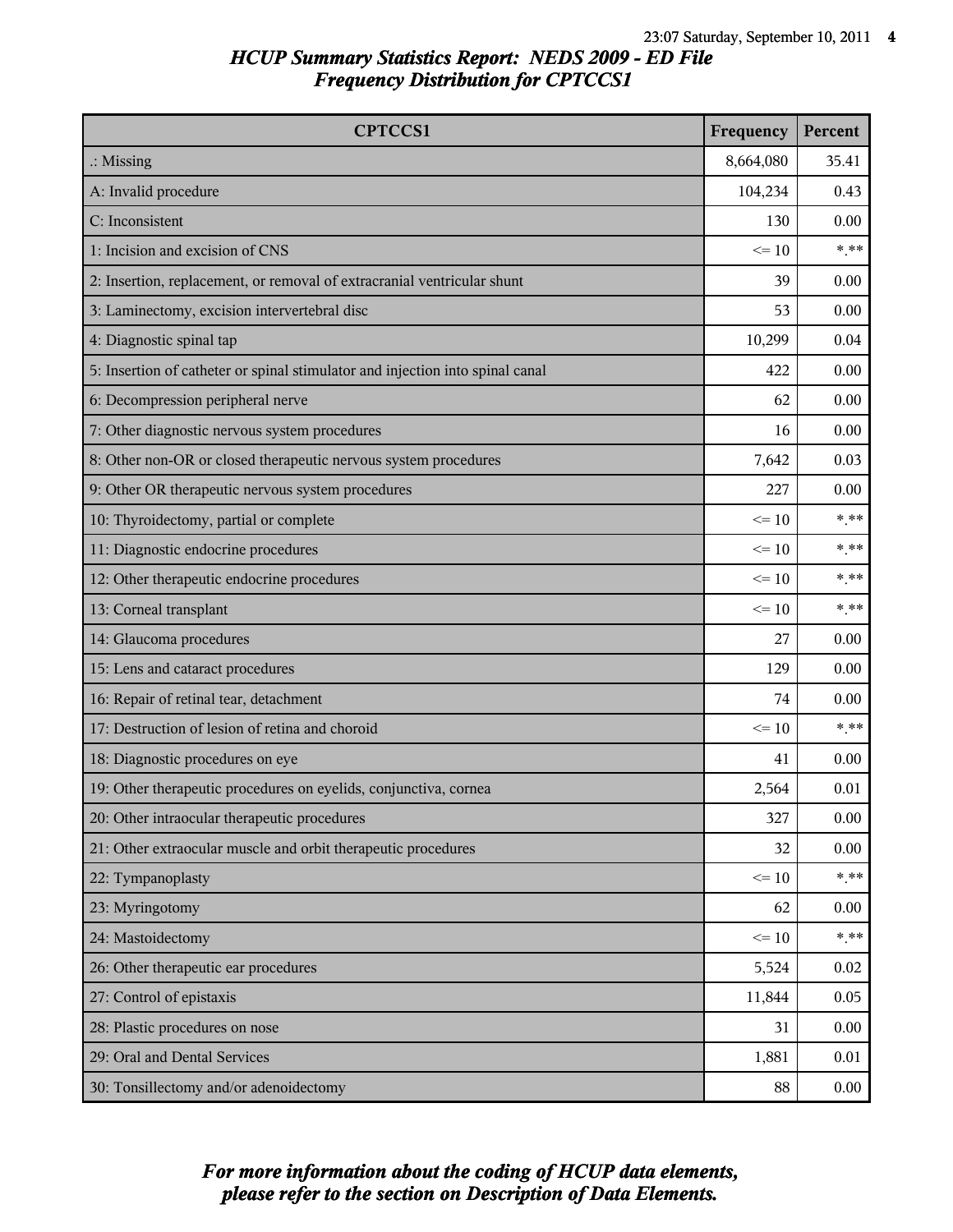# HCUP Summary Statistics Report: NEDS 2009 - ED File
## Frequency Distribution for CPTCCS1

| CPTCCS1 | Frequency | Percent |
|---|---|---|
| .: Missing | 8,664,080 | 35.41 |
| A: Invalid procedure | 104,234 | 0.43 |
| C: Inconsistent | 130 | 0.00 |
| 1: Incision and excision of CNS | <= 10 | *.** |
| 2: Insertion, replacement, or removal of extracranial ventricular shunt | 39 | 0.00 |
| 3: Laminectomy, excision intervertebral disc | 53 | 0.00 |
| 4: Diagnostic spinal tap | 10,299 | 0.04 |
| 5: Insertion of catheter or spinal stimulator and injection into spinal canal | 422 | 0.00 |
| 6: Decompression peripheral nerve | 62 | 0.00 |
| 7: Other diagnostic nervous system procedures | 16 | 0.00 |
| 8: Other non-OR or closed therapeutic nervous system procedures | 7,642 | 0.03 |
| 9: Other OR therapeutic nervous system procedures | 227 | 0.00 |
| 10: Thyroidectomy, partial or complete | <= 10 | *.** |
| 11: Diagnostic endocrine procedures | <= 10 | *.** |
| 12: Other therapeutic endocrine procedures | <= 10 | *.** |
| 13: Corneal transplant | <= 10 | *.** |
| 14: Glaucoma procedures | 27 | 0.00 |
| 15: Lens and cataract procedures | 129 | 0.00 |
| 16: Repair of retinal tear, detachment | 74 | 0.00 |
| 17: Destruction of lesion of retina and choroid | <= 10 | *.** |
| 18: Diagnostic procedures on eye | 41 | 0.00 |
| 19: Other therapeutic procedures on eyelids, conjunctiva, cornea | 2,564 | 0.01 |
| 20: Other intraocular therapeutic procedures | 327 | 0.00 |
| 21: Other extraocular muscle and orbit therapeutic procedures | 32 | 0.00 |
| 22: Tympanoplasty | <= 10 | *.** |
| 23: Myringotomy | 62 | 0.00 |
| 24: Mastoidectomy | <= 10 | *.** |
| 26: Other therapeutic ear procedures | 5,524 | 0.02 |
| 27: Control of epistaxis | 11,844 | 0.05 |
| 28: Plastic procedures on nose | 31 | 0.00 |
| 29: Oral and Dental Services | 1,881 | 0.01 |
| 30: Tonsillectomy and/or adenoidectomy | 88 | 0.00 |

*For more information about the coding of HCUP data elements, please refer to the section on Description of Data Elements.*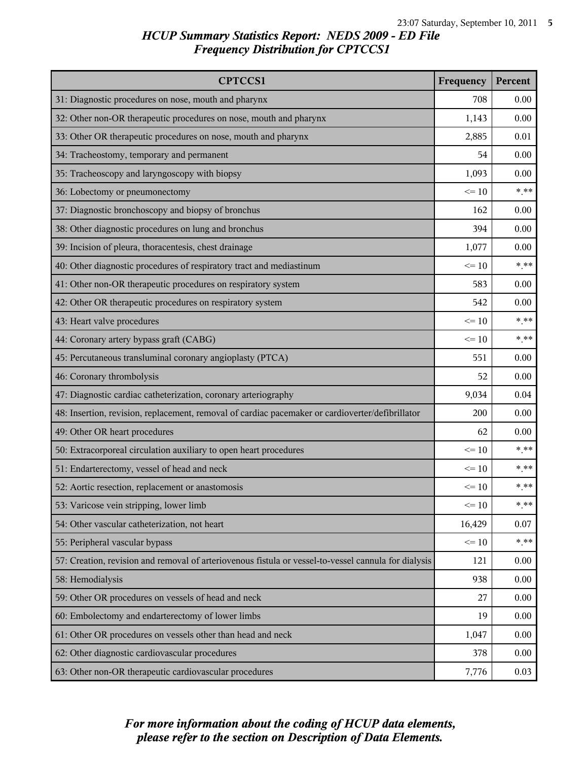*HCUP Summary Statistics Report: NEDS 2009 - ED File*
*Frequency Distribution for CPTCCS1*

| CPTCCS1 | Frequency | Percent |
| --- | --- | --- |
| 31: Diagnostic procedures on nose, mouth and pharynx | 708 | 0.00 |
| 32: Other non-OR therapeutic procedures on nose, mouth and pharynx | 1,143 | 0.00 |
| 33: Other OR therapeutic procedures on nose, mouth and pharynx | 2,885 | 0.01 |
| 34: Tracheostomy, temporary and permanent | 54 | 0.00 |
| 35: Tracheoscopy and laryngoscopy with biopsy | 1,093 | 0.00 |
| 36: Lobectomy or pneumonectomy | <= 10 | *.** |
| 37: Diagnostic bronchoscopy and biopsy of bronchus | 162 | 0.00 |
| 38: Other diagnostic procedures on lung and bronchus | 394 | 0.00 |
| 39: Incision of pleura, thoracentesis, chest drainage | 1,077 | 0.00 |
| 40: Other diagnostic procedures of respiratory tract and mediastinum | <= 10 | *.** |
| 41: Other non-OR therapeutic procedures on respiratory system | 583 | 0.00 |
| 42: Other OR therapeutic procedures on respiratory system | 542 | 0.00 |
| 43: Heart valve procedures | <= 10 | *.** |
| 44: Coronary artery bypass graft (CABG) | <= 10 | *.** |
| 45: Percutaneous transluminal coronary angioplasty (PTCA) | 551 | 0.00 |
| 46: Coronary thrombolysis | 52 | 0.00 |
| 47: Diagnostic cardiac catheterization, coronary arteriography | 9,034 | 0.04 |
| 48: Insertion, revision, replacement, removal of cardiac pacemaker or cardioverter/defibrillator | 200 | 0.00 |
| 49: Other OR heart procedures | 62 | 0.00 |
| 50: Extracorporeal circulation auxiliary to open heart procedures | <= 10 | *.** |
| 51: Endarterectomy, vessel of head and neck | <= 10 | *.** |
| 52: Aortic resection, replacement or anastomosis | <= 10 | *.** |
| 53: Varicose vein stripping, lower limb | <= 10 | *.** |
| 54: Other vascular catheterization, not heart | 16,429 | 0.07 |
| 55: Peripheral vascular bypass | <= 10 | *.** |
| 57: Creation, revision and removal of arteriovenous fistula or vessel-to-vessel cannula for dialysis | 121 | 0.00 |
| 58: Hemodialysis | 938 | 0.00 |
| 59: Other OR procedures on vessels of head and neck | 27 | 0.00 |
| 60: Embolectomy and endarterectomy of lower limbs | 19 | 0.00 |
| 61: Other OR procedures on vessels other than head and neck | 1,047 | 0.00 |
| 62: Other diagnostic cardiovascular procedures | 378 | 0.00 |
| 63: Other non-OR therapeutic cardiovascular procedures | 7,776 | 0.03 |

*For more information about the coding of HCUP data elements, please refer to the section on Description of Data Elements.*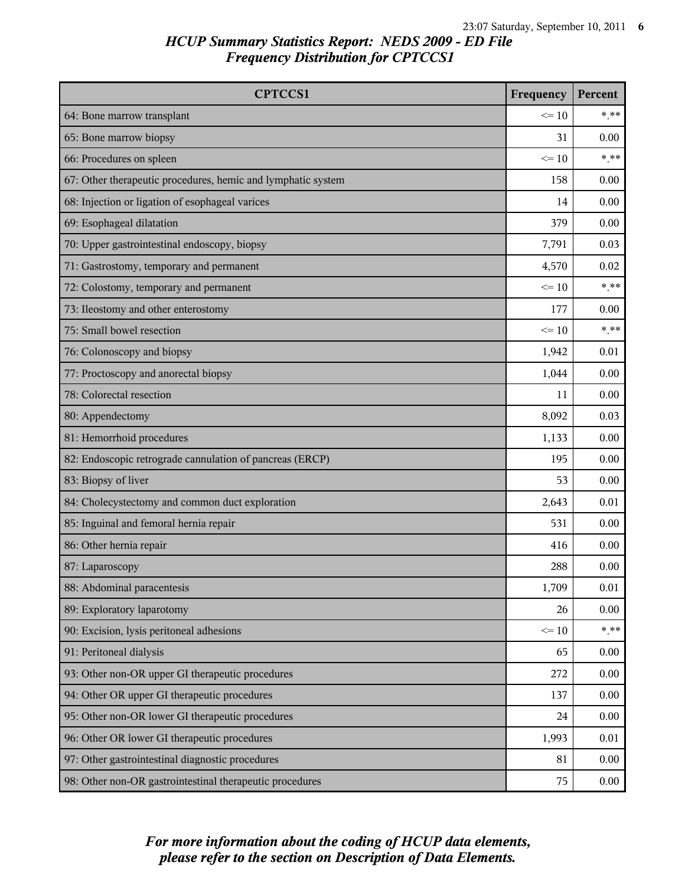# HCUP Summary Statistics Report: NEDS 2009 - ED File
## Frequency Distribution for CPTCCS1

| CPTCCS1 | Frequency | Percent |
|---|---|---|
| 64: Bone marrow transplant | <= 10 | *.** |
| 65: Bone marrow biopsy | 31 | 0.00 |
| 66: Procedures on spleen | <= 10 | *.** |
| 67: Other therapeutic procedures, hemic and lymphatic system | 158 | 0.00 |
| 68: Injection or ligation of esophageal varices | 14 | 0.00 |
| 69: Esophageal dilatation | 379 | 0.00 |
| 70: Upper gastrointestinal endoscopy, biopsy | 7,791 | 0.03 |
| 71: Gastrostomy, temporary and permanent | 4,570 | 0.02 |
| 72: Colostomy, temporary and permanent | <= 10 | *.** |
| 73: Ileostomy and other enterostomy | 177 | 0.00 |
| 75: Small bowel resection | <= 10 | *.** |
| 76: Colonoscopy and biopsy | 1,942 | 0.01 |
| 77: Proctoscopy and anorectal biopsy | 1,044 | 0.00 |
| 78: Colorectal resection | 11 | 0.00 |
| 80: Appendectomy | 8,092 | 0.03 |
| 81: Hemorrhoid procedures | 1,133 | 0.00 |
| 82: Endoscopic retrograde cannulation of pancreas (ERCP) | 195 | 0.00 |
| 83: Biopsy of liver | 53 | 0.00 |
| 84: Cholecystectomy and common duct exploration | 2,643 | 0.01 |
| 85: Inguinal and femoral hernia repair | 531 | 0.00 |
| 86: Other hernia repair | 416 | 0.00 |
| 87: Laparoscopy | 288 | 0.00 |
| 88: Abdominal paracentesis | 1,709 | 0.01 |
| 89: Exploratory laparotomy | 26 | 0.00 |
| 90: Excision, lysis peritoneal adhesions | <= 10 | *.** |
| 91: Peritoneal dialysis | 65 | 0.00 |
| 93: Other non-OR upper GI therapeutic procedures | 272 | 0.00 |
| 94: Other OR upper GI therapeutic procedures | 137 | 0.00 |
| 95: Other non-OR lower GI therapeutic procedures | 24 | 0.00 |
| 96: Other OR lower GI therapeutic procedures | 1,993 | 0.01 |
| 97: Other gastrointestinal diagnostic procedures | 81 | 0.00 |
| 98: Other non-OR gastrointestinal therapeutic procedures | 75 | 0.00 |

*For more information about the coding of HCUP data elements, please refer to the section on Description of Data Elements.*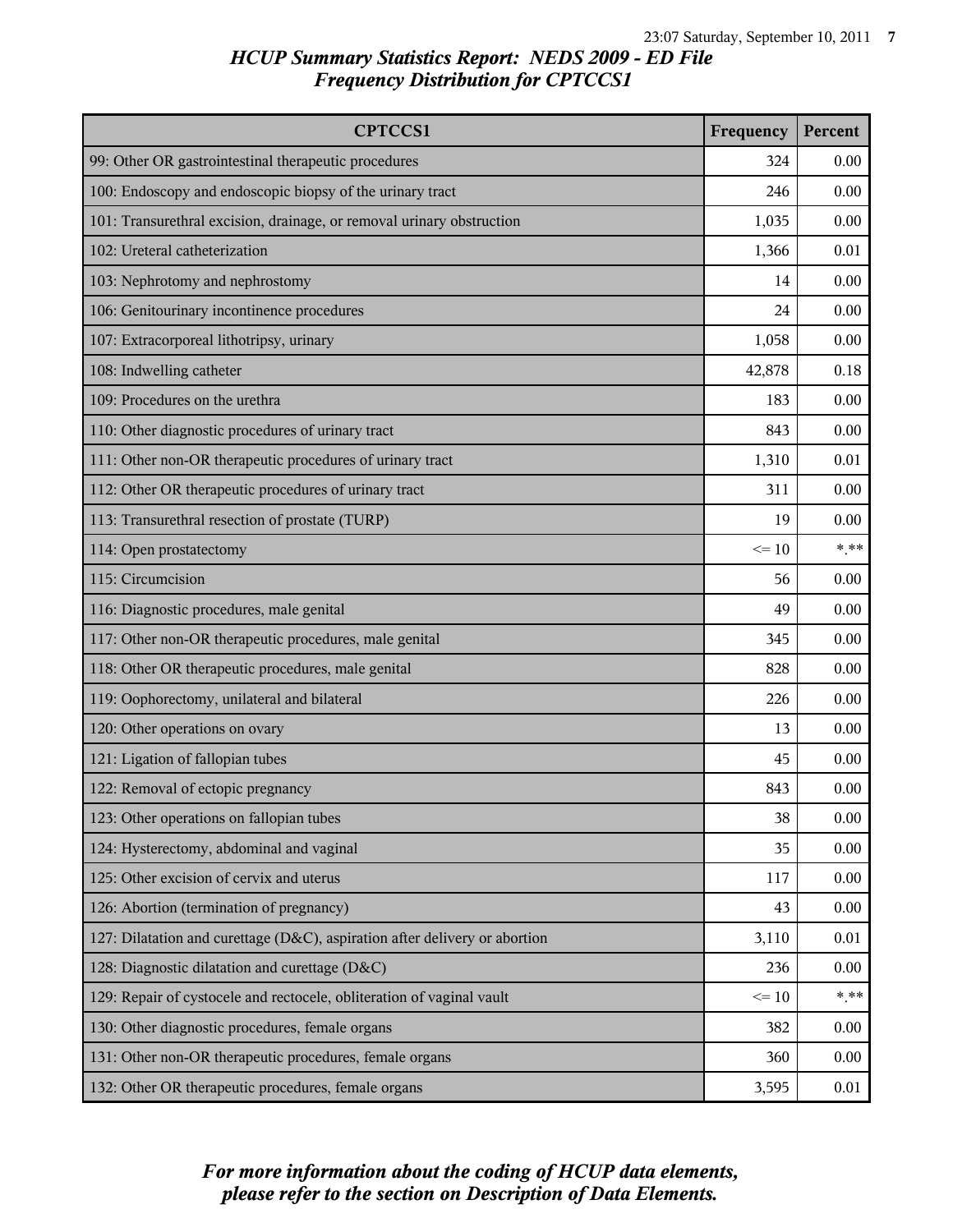# HCUP Summary Statistics Report: NEDS 2009 - ED File
## Frequency Distribution for CPTCCS1

| CPTCCS1 | Frequency | Percent |
|---|---|---|
| 99: Other OR gastrointestinal therapeutic procedures | 324 | 0.00 |
| 100: Endoscopy and endoscopic biopsy of the urinary tract | 246 | 0.00 |
| 101: Transurethral excision, drainage, or removal urinary obstruction | 1,035 | 0.00 |
| 102: Ureteral catheterization | 1,366 | 0.01 |
| 103: Nephrotomy and nephrostomy | 14 | 0.00 |
| 106: Genitourinary incontinence procedures | 24 | 0.00 |
| 107: Extracorporeal lithotripsy, urinary | 1,058 | 0.00 |
| 108: Indwelling catheter | 42,878 | 0.18 |
| 109: Procedures on the urethra | 183 | 0.00 |
| 110: Other diagnostic procedures of urinary tract | 843 | 0.00 |
| 111: Other non-OR therapeutic procedures of urinary tract | 1,310 | 0.01 |
| 112: Other OR therapeutic procedures of urinary tract | 311 | 0.00 |
| 113: Transurethral resection of prostate (TURP) | 19 | 0.00 |
| 114: Open prostatectomy | <= 10 | *.** |
| 115: Circumcision | 56 | 0.00 |
| 116: Diagnostic procedures, male genital | 49 | 0.00 |
| 117: Other non-OR therapeutic procedures, male genital | 345 | 0.00 |
| 118: Other OR therapeutic procedures, male genital | 828 | 0.00 |
| 119: Oophorectomy, unilateral and bilateral | 226 | 0.00 |
| 120: Other operations on ovary | 13 | 0.00 |
| 121: Ligation of fallopian tubes | 45 | 0.00 |
| 122: Removal of ectopic pregnancy | 843 | 0.00 |
| 123: Other operations on fallopian tubes | 38 | 0.00 |
| 124: Hysterectomy, abdominal and vaginal | 35 | 0.00 |
| 125: Other excision of cervix and uterus | 117 | 0.00 |
| 126: Abortion (termination of pregnancy) | 43 | 0.00 |
| 127: Dilatation and curettage (D&C), aspiration after delivery or abortion | 3,110 | 0.01 |
| 128: Diagnostic dilatation and curettage (D&C) | 236 | 0.00 |
| 129: Repair of cystocele and rectocele, obliteration of vaginal vault | <= 10 | *.** |
| 130: Other diagnostic procedures, female organs | 382 | 0.00 |
| 131: Other non-OR therapeutic procedures, female organs | 360 | 0.00 |
| 132: Other OR therapeutic procedures, female organs | 3,595 | 0.01 |

*For more information about the coding of HCUP data elements, please refer to the section on Description of Data Elements.*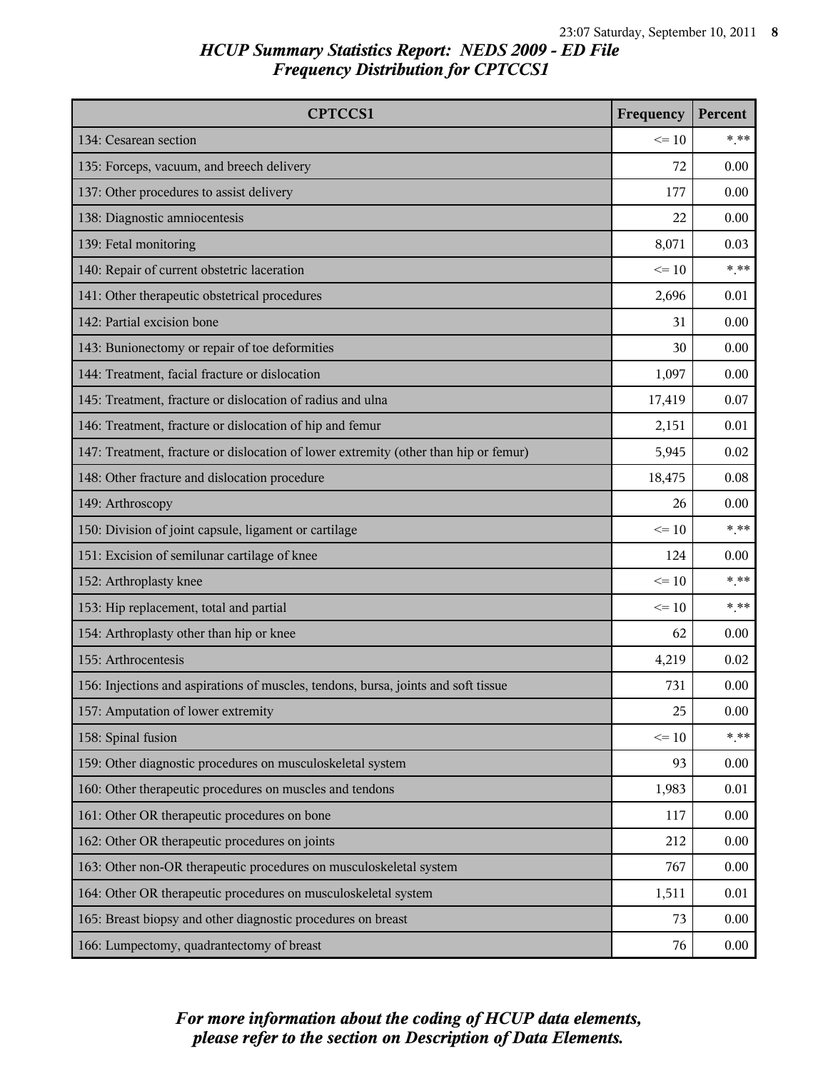# HCUP Summary Statistics Report: NEDS 2009 - ED File
## Frequency Distribution for CPTCCS1

| CPTCCS1 | Frequency | Percent |
|---|---|---|
| 134: Cesarean section | <= 10 | *.** |
| 135: Forceps, vacuum, and breech delivery | 72 | 0.00 |
| 137: Other procedures to assist delivery | 177 | 0.00 |
| 138: Diagnostic amniocentesis | 22 | 0.00 |
| 139: Fetal monitoring | 8,071 | 0.03 |
| 140: Repair of current obstetric laceration | <= 10 | *.** |
| 141: Other therapeutic obstetrical procedures | 2,696 | 0.01 |
| 142: Partial excision bone | 31 | 0.00 |
| 143: Bunionectomy or repair of toe deformities | 30 | 0.00 |
| 144: Treatment, facial fracture or dislocation | 1,097 | 0.00 |
| 145: Treatment, fracture or dislocation of radius and ulna | 17,419 | 0.07 |
| 146: Treatment, fracture or dislocation of hip and femur | 2,151 | 0.01 |
| 147: Treatment, fracture or dislocation of lower extremity (other than hip or femur) | 5,945 | 0.02 |
| 148: Other fracture and dislocation procedure | 18,475 | 0.08 |
| 149: Arthroscopy | 26 | 0.00 |
| 150: Division of joint capsule, ligament or cartilage | <= 10 | *.** |
| 151: Excision of semilunar cartilage of knee | 124 | 0.00 |
| 152: Arthroplasty knee | <= 10 | *.** |
| 153: Hip replacement, total and partial | <= 10 | *.** |
| 154: Arthroplasty other than hip or knee | 62 | 0.00 |
| 155: Arthrocentesis | 4,219 | 0.02 |
| 156: Injections and aspirations of muscles, tendons, bursa, joints and soft tissue | 731 | 0.00 |
| 157: Amputation of lower extremity | 25 | 0.00 |
| 158: Spinal fusion | <= 10 | *.** |
| 159: Other diagnostic procedures on musculoskeletal system | 93 | 0.00 |
| 160: Other therapeutic procedures on muscles and tendons | 1,983 | 0.01 |
| 161: Other OR therapeutic procedures on bone | 117 | 0.00 |
| 162: Other OR therapeutic procedures on joints | 212 | 0.00 |
| 163: Other non-OR therapeutic procedures on musculoskeletal system | 767 | 0.00 |
| 164: Other OR therapeutic procedures on musculoskeletal system | 1,511 | 0.01 |
| 165: Breast biopsy and other diagnostic procedures on breast | 73 | 0.00 |
| 166: Lumpectomy, quadrantectomy of breast | 76 | 0.00 |

*For more information about the coding of HCUP data elements, please refer to the section on Description of Data Elements.*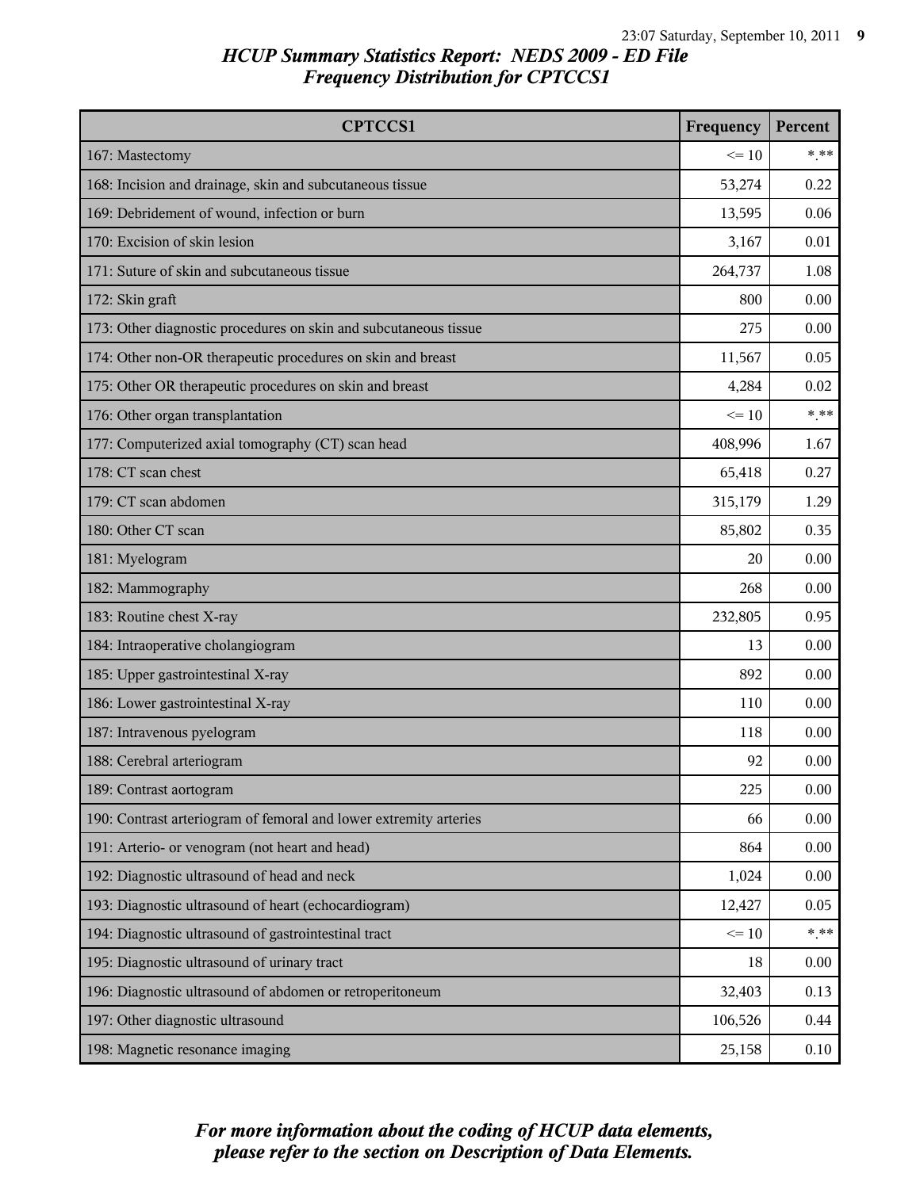# HCUP Summary Statistics Report: NEDS 2009 - ED File
## Frequency Distribution for CPTCCS1

| CPTCCS1 | Frequency | Percent |
|---|---|---|
| 167: Mastectomy | <= 10 | *.** |
| 168: Incision and drainage, skin and subcutaneous tissue | 53,274 | 0.22 |
| 169: Debridement of wound, infection or burn | 13,595 | 0.06 |
| 170: Excision of skin lesion | 3,167 | 0.01 |
| 171: Suture of skin and subcutaneous tissue | 264,737 | 1.08 |
| 172: Skin graft | 800 | 0.00 |
| 173: Other diagnostic procedures on skin and subcutaneous tissue | 275 | 0.00 |
| 174: Other non-OR therapeutic procedures on skin and breast | 11,567 | 0.05 |
| 175: Other OR therapeutic procedures on skin and breast | 4,284 | 0.02 |
| 176: Other organ transplantation | <= 10 | *.** |
| 177: Computerized axial tomography (CT) scan head | 408,996 | 1.67 |
| 178: CT scan chest | 65,418 | 0.27 |
| 179: CT scan abdomen | 315,179 | 1.29 |
| 180: Other CT scan | 85,802 | 0.35 |
| 181: Myelogram | 20 | 0.00 |
| 182: Mammography | 268 | 0.00 |
| 183: Routine chest X-ray | 232,805 | 0.95 |
| 184: Intraoperative cholangiogram | 13 | 0.00 |
| 185: Upper gastrointestinal X-ray | 892 | 0.00 |
| 186: Lower gastrointestinal X-ray | 110 | 0.00 |
| 187: Intravenous pyelogram | 118 | 0.00 |
| 188: Cerebral arteriogram | 92 | 0.00 |
| 189: Contrast aortogram | 225 | 0.00 |
| 190: Contrast arteriogram of femoral and lower extremity arteries | 66 | 0.00 |
| 191: Arterio- or venogram (not heart and head) | 864 | 0.00 |
| 192: Diagnostic ultrasound of head and neck | 1,024 | 0.00 |
| 193: Diagnostic ultrasound of heart (echocardiogram) | 12,427 | 0.05 |
| 194: Diagnostic ultrasound of gastrointestinal tract | <= 10 | *.** |
| 195: Diagnostic ultrasound of urinary tract | 18 | 0.00 |
| 196: Diagnostic ultrasound of abdomen or retroperitoneum | 32,403 | 0.13 |
| 197: Other diagnostic ultrasound | 106,526 | 0.44 |
| 198: Magnetic resonance imaging | 25,158 | 0.10 |

*For more information about the coding of HCUP data elements, please refer to the section on Description of Data Elements.*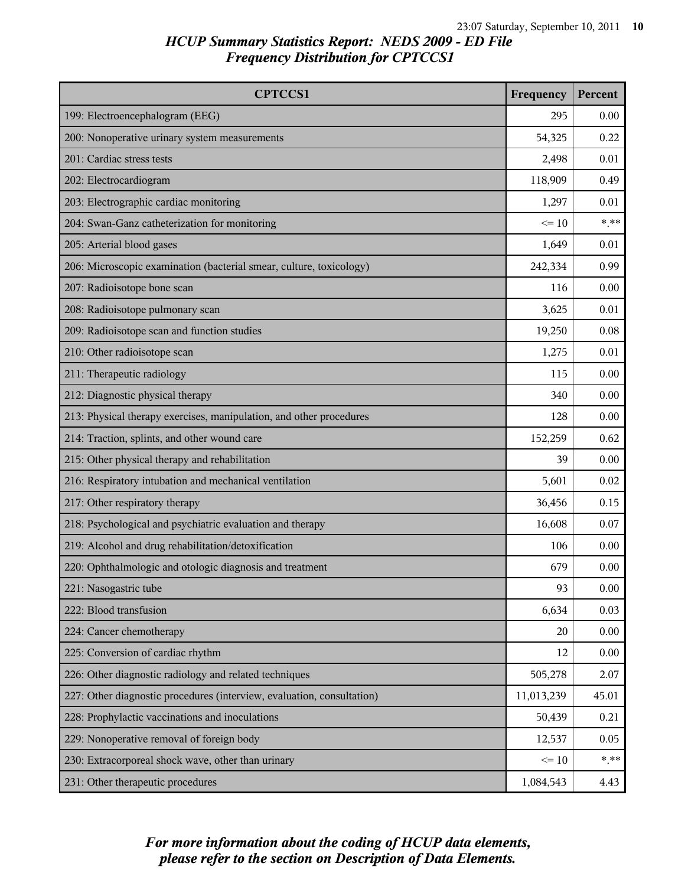# HCUP Summary Statistics Report: NEDS 2009 - ED File

## Frequency Distribution for CPTCCS1

| CPTCCS1 | Frequency | Percent |
|---|---|---|
| 199: Electroencephalogram (EEG) | 295 | 0.00 |
| 200: Nonoperative urinary system measurements | 54,325 | 0.22 |
| 201: Cardiac stress tests | 2,498 | 0.01 |
| 202: Electrocardiogram | 118,909 | 0.49 |
| 203: Electrographic cardiac monitoring | 1,297 | 0.01 |
| 204: Swan-Ganz catheterization for monitoring | <= 10 | *.** |
| 205: Arterial blood gases | 1,649 | 0.01 |
| 206: Microscopic examination (bacterial smear, culture, toxicology) | 242,334 | 0.99 |
| 207: Radioisotope bone scan | 116 | 0.00 |
| 208: Radioisotope pulmonary scan | 3,625 | 0.01 |
| 209: Radioisotope scan and function studies | 19,250 | 0.08 |
| 210: Other radioisotope scan | 1,275 | 0.01 |
| 211: Therapeutic radiology | 115 | 0.00 |
| 212: Diagnostic physical therapy | 340 | 0.00 |
| 213: Physical therapy exercises, manipulation, and other procedures | 128 | 0.00 |
| 214: Traction, splints, and other wound care | 152,259 | 0.62 |
| 215: Other physical therapy and rehabilitation | 39 | 0.00 |
| 216: Respiratory intubation and mechanical ventilation | 5,601 | 0.02 |
| 217: Other respiratory therapy | 36,456 | 0.15 |
| 218: Psychological and psychiatric evaluation and therapy | 16,608 | 0.07 |
| 219: Alcohol and drug rehabilitation/detoxification | 106 | 0.00 |
| 220: Ophthalmologic and otologic diagnosis and treatment | 679 | 0.00 |
| 221: Nasogastric tube | 93 | 0.00 |
| 222: Blood transfusion | 6,634 | 0.03 |
| 224: Cancer chemotherapy | 20 | 0.00 |
| 225: Conversion of cardiac rhythm | 12 | 0.00 |
| 226: Other diagnostic radiology and related techniques | 505,278 | 2.07 |
| 227: Other diagnostic procedures (interview, evaluation, consultation) | 11,013,239 | 45.01 |
| 228: Prophylactic vaccinations and inoculations | 50,439 | 0.21 |
| 229: Nonoperative removal of foreign body | 12,537 | 0.05 |
| 230: Extracorporeal shock wave, other than urinary | <= 10 | *.** |
| 231: Other therapeutic procedures | 1,084,543 | 4.43 |

*For more information about the coding of HCUP data elements, please refer to the section on Description of Data Elements.*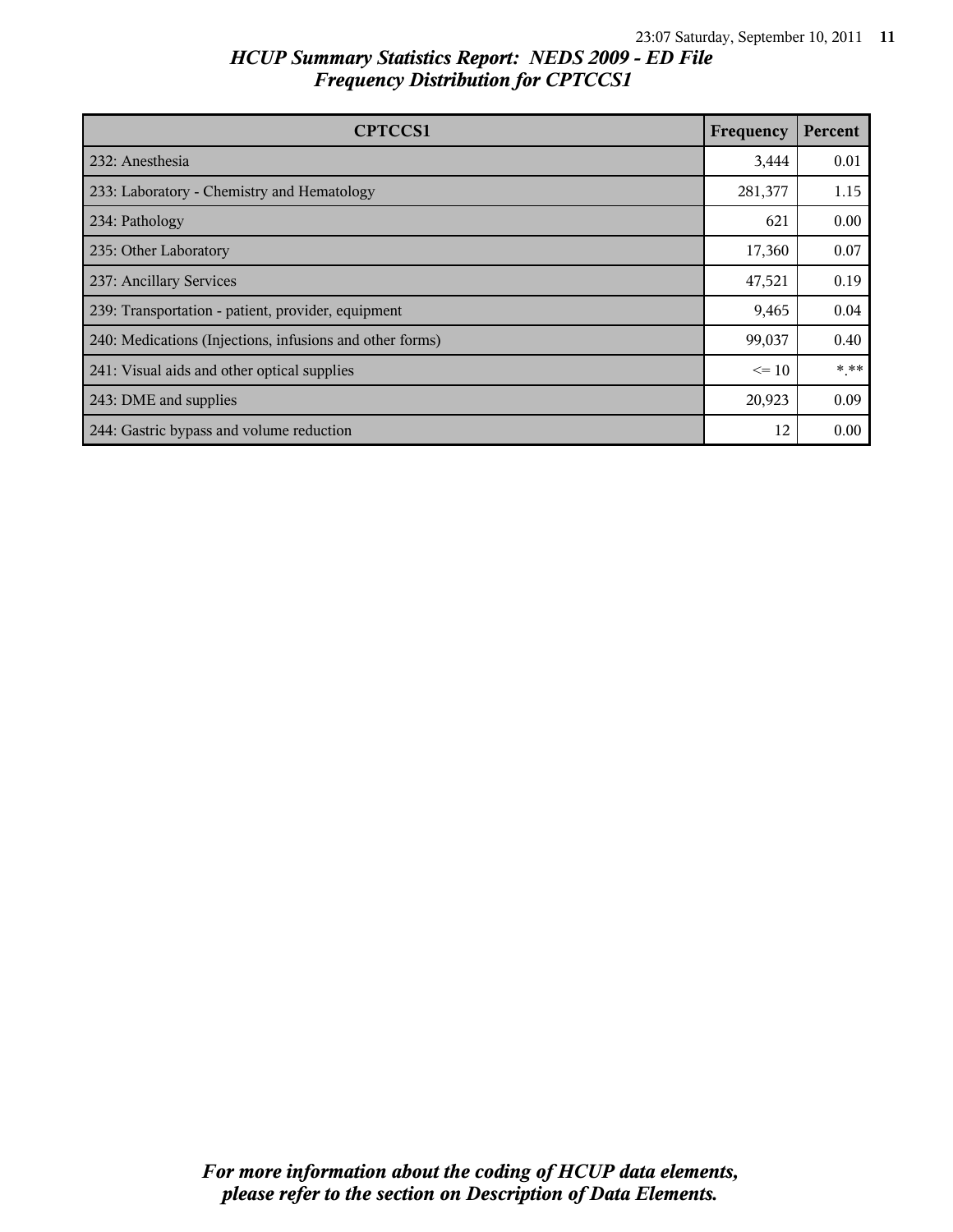# HCUP Summary Statistics Report: NEDS 2009 - ED File

## Frequency Distribution for CPTCCS1

| CPTCCS1 | Frequency | Percent |
|---|---|---|
| 232: Anesthesia | 3,444 | 0.01 |
| 233: Laboratory - Chemistry and Hematology | 281,377 | 1.15 |
| 234: Pathology | 621 | 0.00 |
| 235: Other Laboratory | 17,360 | 0.07 |
| 237: Ancillary Services | 47,521 | 0.19 |
| 239: Transportation - patient, provider, equipment | 9,465 | 0.04 |
| 240: Medications (Injections, infusions and other forms) | 99,037 | 0.40 |
| 241: Visual aids and other optical supplies | <= 10 | *.** |
| 243: DME and supplies | 20,923 | 0.09 |
| 244: Gastric bypass and volume reduction | 12 | 0.00 |

*For more information about the coding of HCUP data elements, please refer to the section on Description of Data Elements.*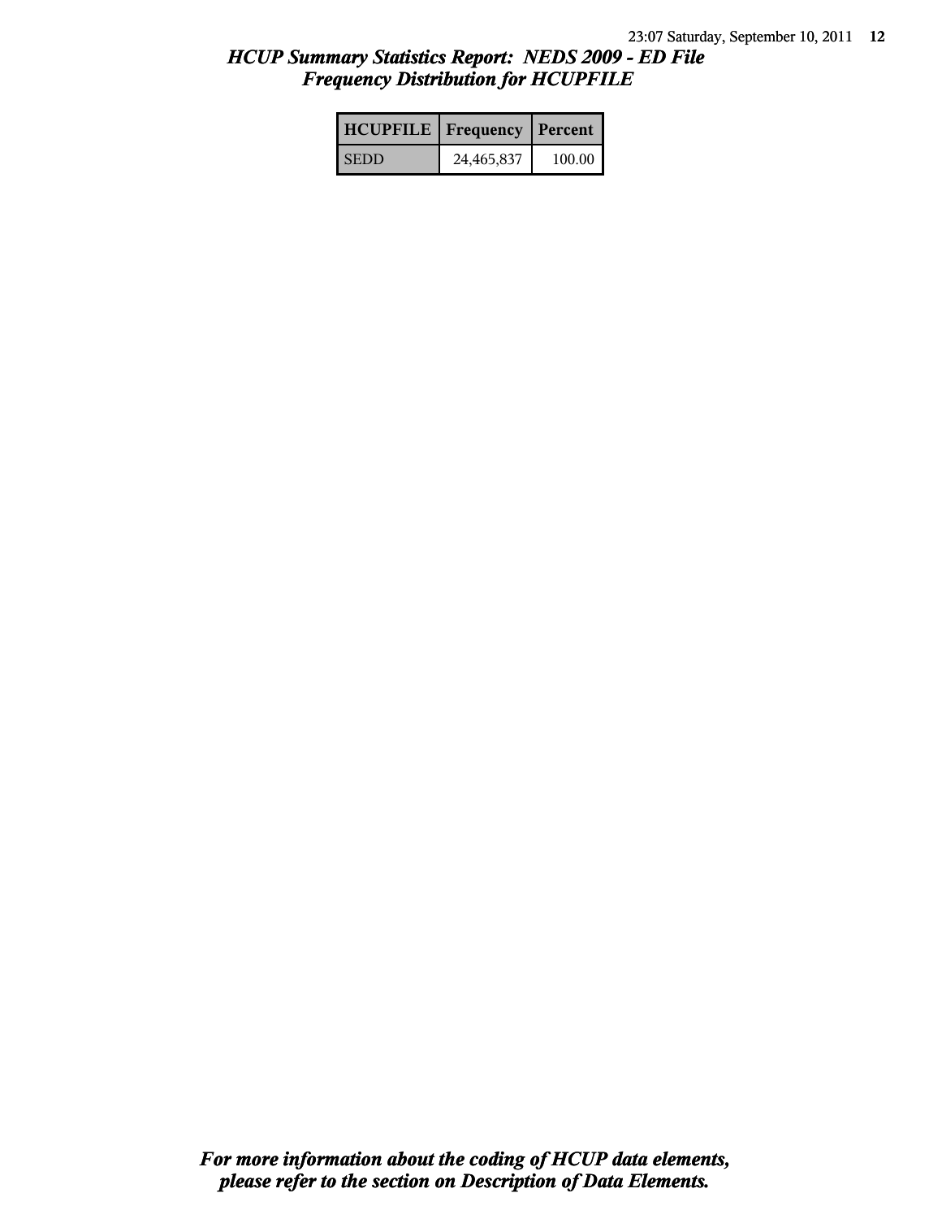# *HCUP Summary Statistics Report: NEDS 2009 - ED File*
## *Frequency Distribution for HCUPFILE*

| HCUPFILE | Frequency | Percent |
|---|---|---|
| SEDD | 24,465,837 | 100.00 |

***For more information about the coding of HCUP data elements, please refer to the section on Description of Data Elements.***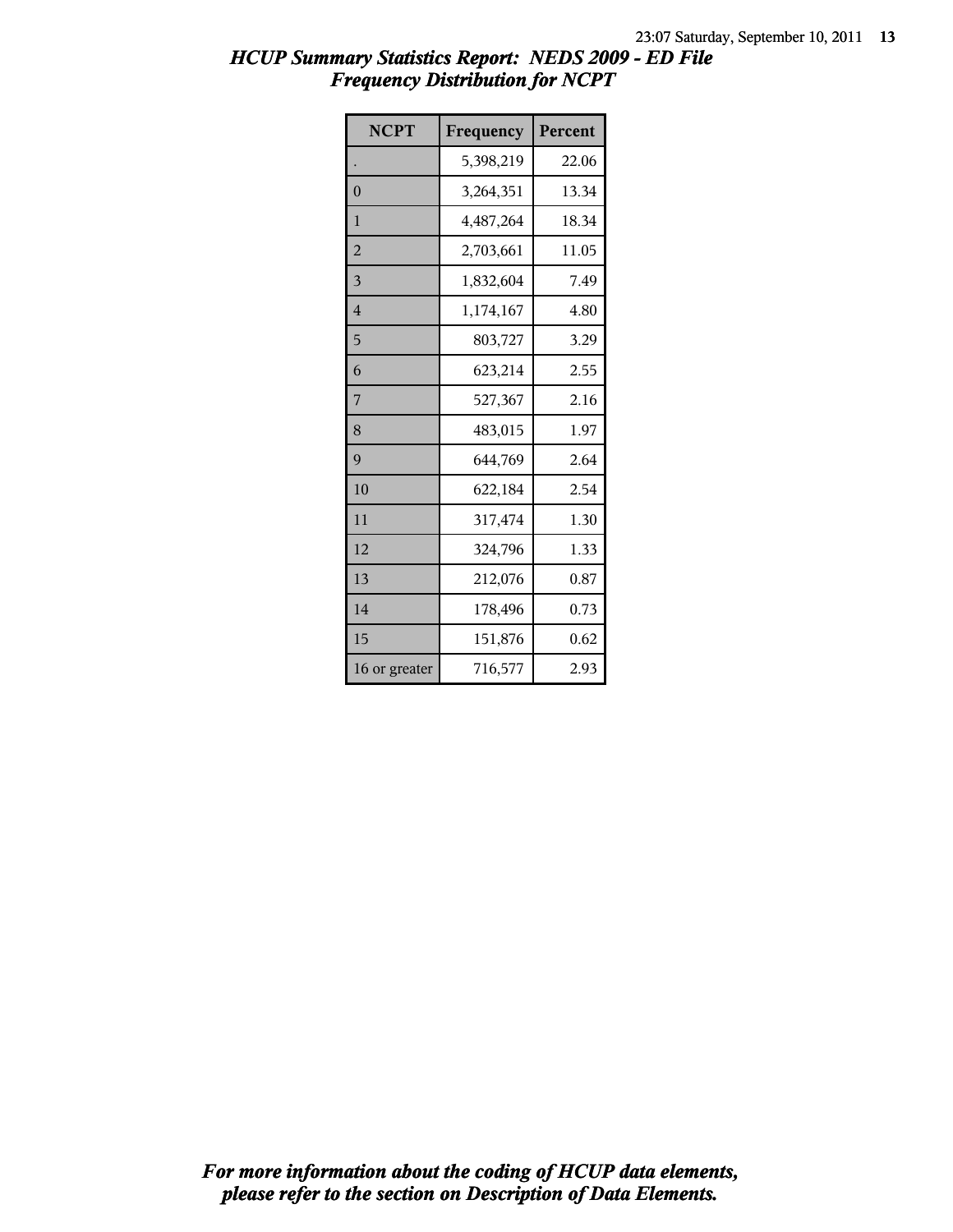# HCUP Summary Statistics Report: NEDS 2009 - ED File
## Frequency Distribution for NCPT

| NCPT | Frequency | Percent |
|---|---|---|
| . | 5,398,219 | 22.06 |
| 0 | 3,264,351 | 13.34 |
| 1 | 4,487,264 | 18.34 |
| 2 | 2,703,661 | 11.05 |
| 3 | 1,832,604 | 7.49 |
| 4 | 1,174,167 | 4.80 |
| 5 | 803,727 | 3.29 |
| 6 | 623,214 | 2.55 |
| 7 | 527,367 | 2.16 |
| 8 | 483,015 | 1.97 |
| 9 | 644,769 | 2.64 |
| 10 | 622,184 | 2.54 |
| 11 | 317,474 | 1.30 |
| 12 | 324,796 | 1.33 |
| 13 | 212,076 | 0.87 |
| 14 | 178,496 | 0.73 |
| 15 | 151,876 | 0.62 |
| 16 or greater | 716,577 | 2.93 |

***For more information about the coding of HCUP data elements, please refer to the section on Description of Data Elements.***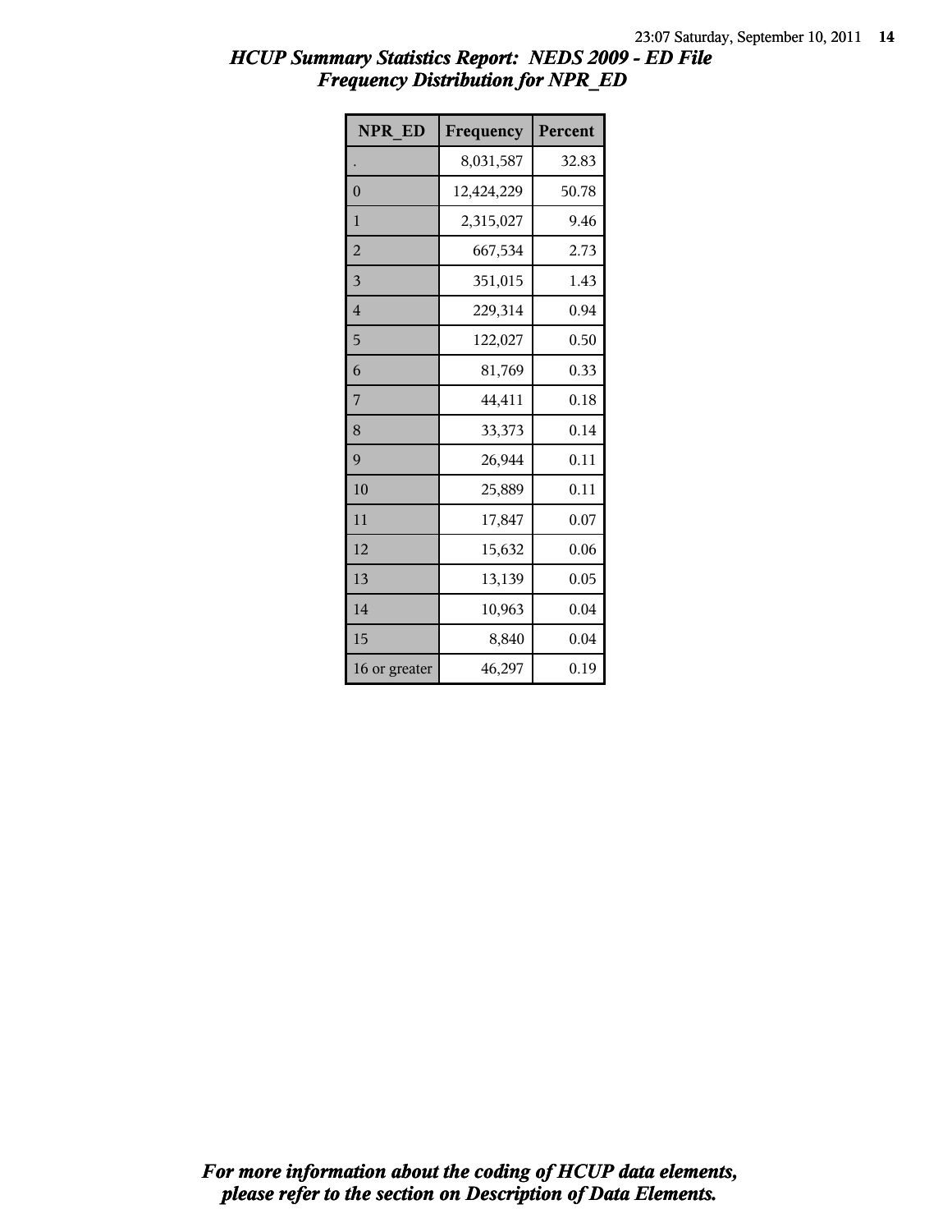# *HCUP Summary Statistics Report: NEDS 2009 - ED File*
## *Frequency Distribution for NPR_ED*

| NPR_ED | Frequency | Percent |
|---|---|---|
| . | 8,031,587 | 32.83 |
| 0 | 12,424,229 | 50.78 |
| 1 | 2,315,027 | 9.46 |
| 2 | 667,534 | 2.73 |
| 3 | 351,015 | 1.43 |
| 4 | 229,314 | 0.94 |
| 5 | 122,027 | 0.50 |
| 6 | 81,769 | 0.33 |
| 7 | 44,411 | 0.18 |
| 8 | 33,373 | 0.14 |
| 9 | 26,944 | 0.11 |
| 10 | 25,889 | 0.11 |
| 11 | 17,847 | 0.07 |
| 12 | 15,632 | 0.06 |
| 13 | 13,139 | 0.05 |
| 14 | 10,963 | 0.04 |
| 15 | 8,840 | 0.04 |
| 16 or greater | 46,297 | 0.19 |

***For more information about the coding of HCUP data elements, please refer to the section on Description of Data Elements.***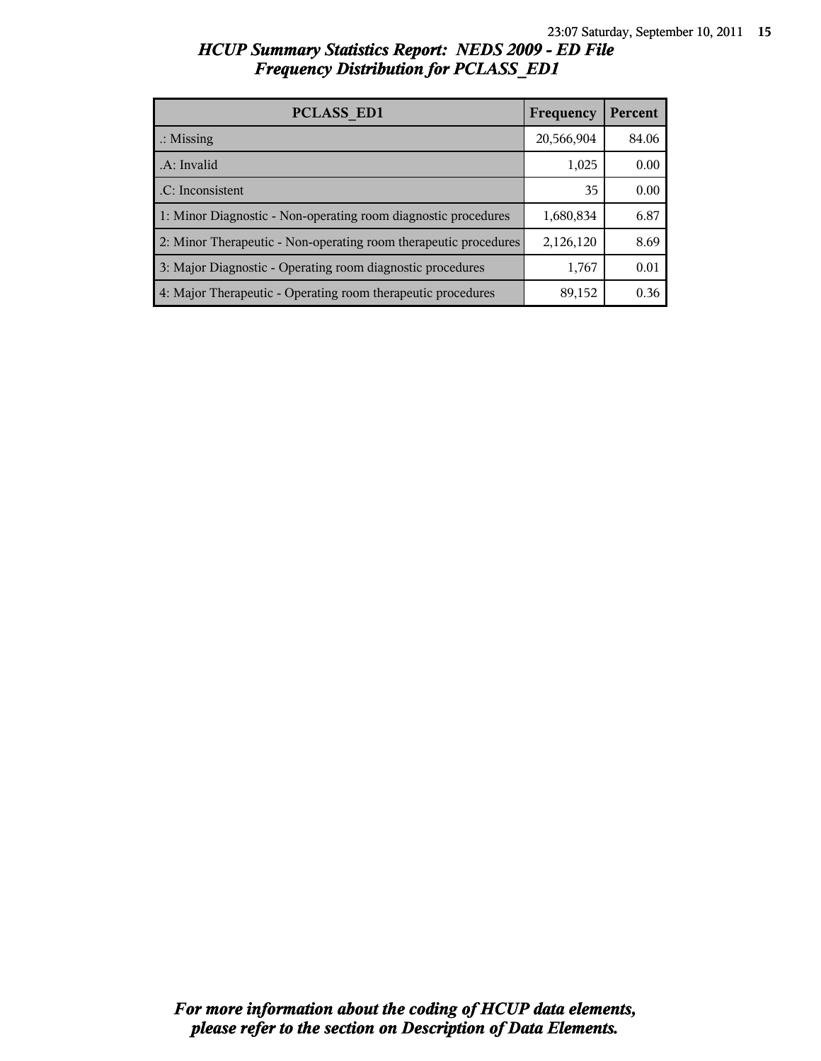# HCUP Summary Statistics Report: NEDS 2009 - ED File
## Frequency Distribution for PCLASS_ED1

| PCLASS_ED1 | Frequency | Percent |
| --- | --- | --- |
| .: Missing | 20,566,904 | 84.06 |
| .A: Invalid | 1,025 | 0.00 |
| .C: Inconsistent | 35 | 0.00 |
| 1: Minor Diagnostic - Non-operating room diagnostic procedures | 1,680,834 | 6.87 |
| 2: Minor Therapeutic - Non-operating room therapeutic procedures | 2,126,120 | 8.69 |
| 3: Major Diagnostic - Operating room diagnostic procedures | 1,767 | 0.01 |
| 4: Major Therapeutic - Operating room therapeutic procedures | 89,152 | 0.36 |

*For more information about the coding of HCUP data elements, please refer to the section on Description of Data Elements.*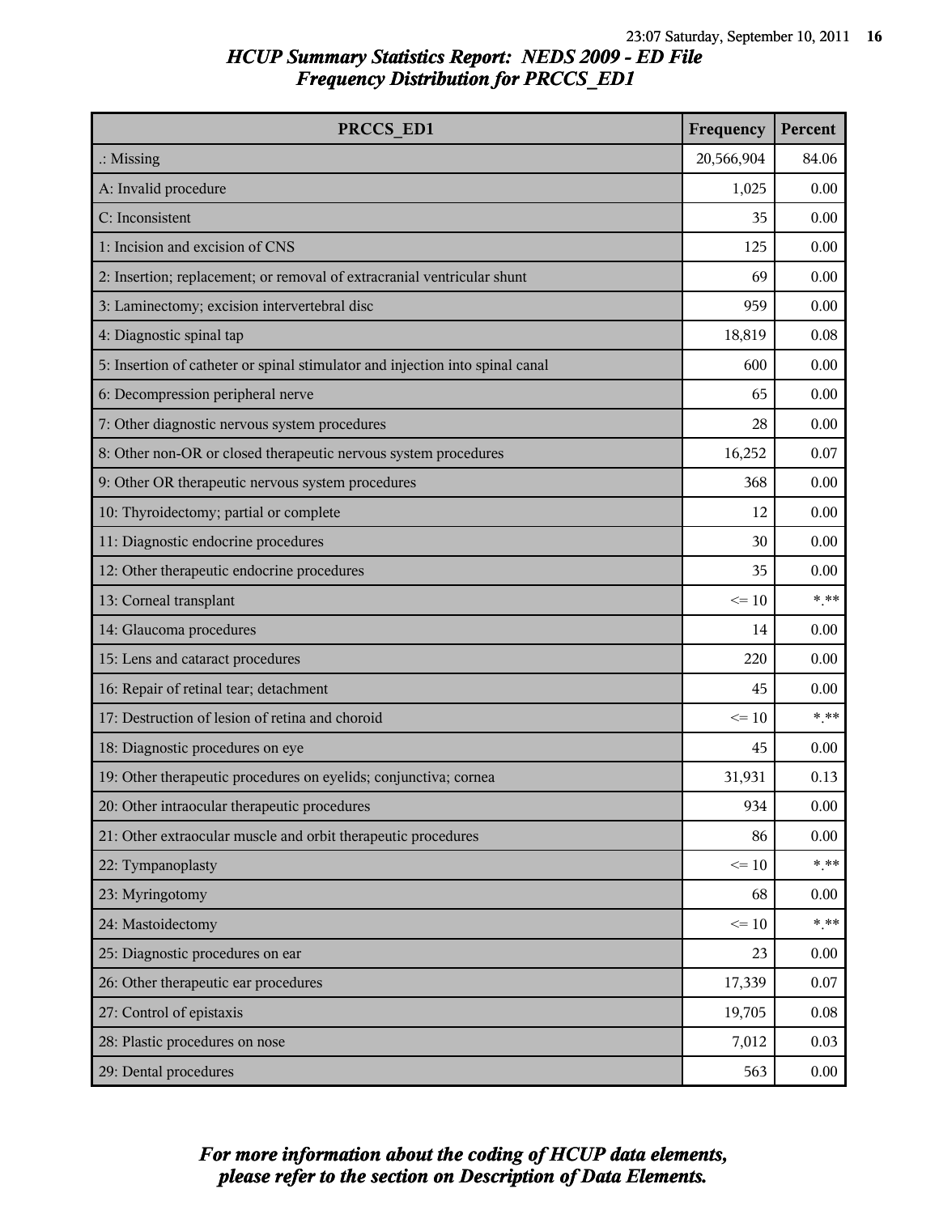# HCUP Summary Statistics Report: NEDS 2009 - ED File

## Frequency Distribution for PRCCS_ED1

| PRCCS_ED1 | Frequency | Percent |
|---|---|---|
| .: Missing | 20,566,904 | 84.06 |
| A: Invalid procedure | 1,025 | 0.00 |
| C: Inconsistent | 35 | 0.00 |
| 1: Incision and excision of CNS | 125 | 0.00 |
| 2: Insertion; replacement; or removal of extracranial ventricular shunt | 69 | 0.00 |
| 3: Laminectomy; excision intervertebral disc | 959 | 0.00 |
| 4: Diagnostic spinal tap | 18,819 | 0.08 |
| 5: Insertion of catheter or spinal stimulator and injection into spinal canal | 600 | 0.00 |
| 6: Decompression peripheral nerve | 65 | 0.00 |
| 7: Other diagnostic nervous system procedures | 28 | 0.00 |
| 8: Other non-OR or closed therapeutic nervous system procedures | 16,252 | 0.07 |
| 9: Other OR therapeutic nervous system procedures | 368 | 0.00 |
| 10: Thyroidectomy; partial or complete | 12 | 0.00 |
| 11: Diagnostic endocrine procedures | 30 | 0.00 |
| 12: Other therapeutic endocrine procedures | 35 | 0.00 |
| 13: Corneal transplant | <= 10 | *.** |
| 14: Glaucoma procedures | 14 | 0.00 |
| 15: Lens and cataract procedures | 220 | 0.00 |
| 16: Repair of retinal tear; detachment | 45 | 0.00 |
| 17: Destruction of lesion of retina and choroid | <= 10 | *.** |
| 18: Diagnostic procedures on eye | 45 | 0.00 |
| 19: Other therapeutic procedures on eyelids; conjunctiva; cornea | 31,931 | 0.13 |
| 20: Other intraocular therapeutic procedures | 934 | 0.00 |
| 21: Other extraocular muscle and orbit therapeutic procedures | 86 | 0.00 |
| 22: Tympanoplasty | <= 10 | *.** |
| 23: Myringotomy | 68 | 0.00 |
| 24: Mastoidectomy | <= 10 | *.** |
| 25: Diagnostic procedures on ear | 23 | 0.00 |
| 26: Other therapeutic ear procedures | 17,339 | 0.07 |
| 27: Control of epistaxis | 19,705 | 0.08 |
| 28: Plastic procedures on nose | 7,012 | 0.03 |
| 29: Dental procedures | 563 | 0.00 |

*For more information about the coding of HCUP data elements, please refer to the section on Description of Data Elements.*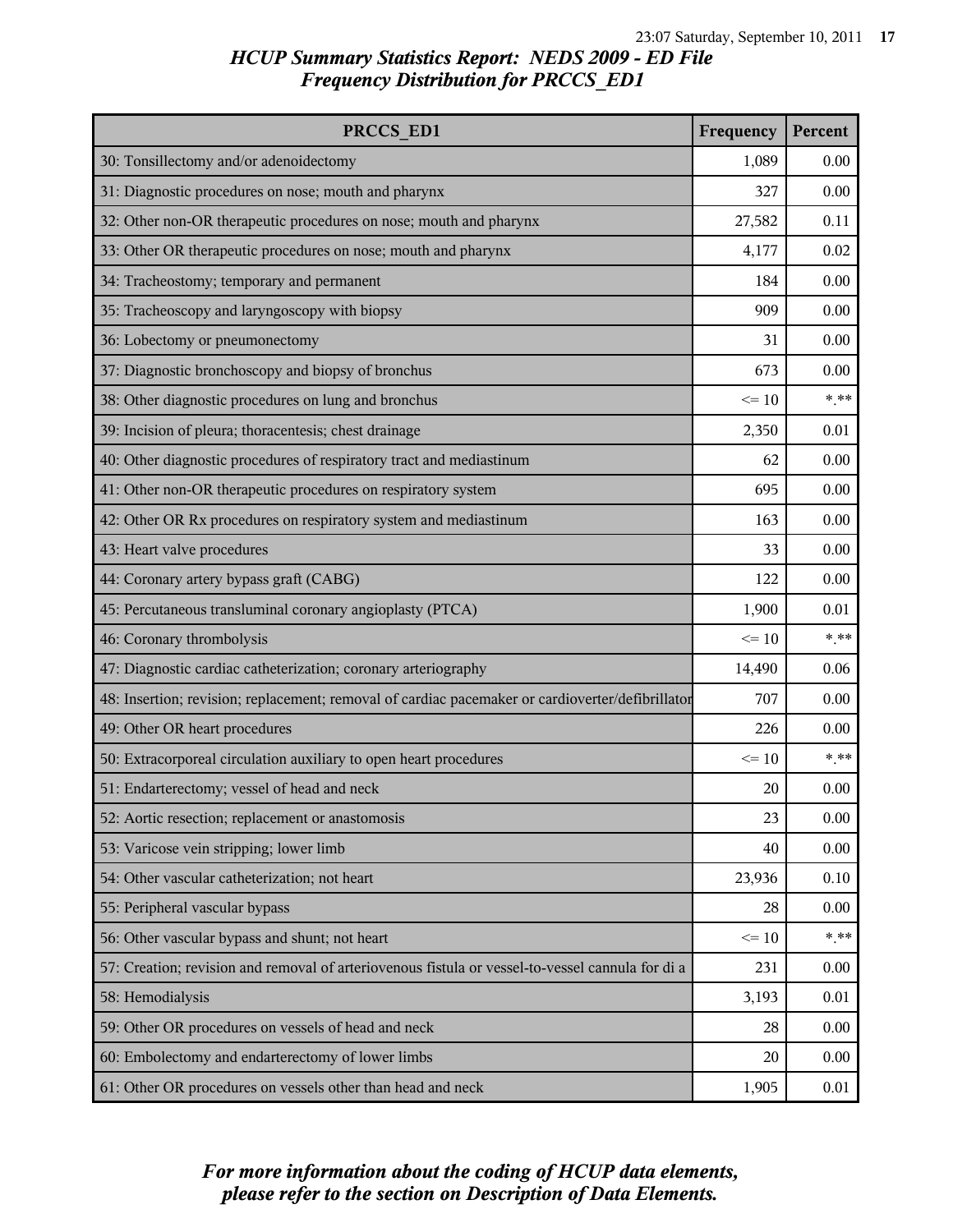# HCUP Summary Statistics Report: NEDS 2009 - ED File

## Frequency Distribution for PRCCS_ED1

| PRCCS_ED1 | Frequency | Percent |
|---|---|---|
| 30: Tonsillectomy and/or adenoidectomy | 1,089 | 0.00 |
| 31: Diagnostic procedures on nose; mouth and pharynx | 327 | 0.00 |
| 32: Other non-OR therapeutic procedures on nose; mouth and pharynx | 27,582 | 0.11 |
| 33: Other OR therapeutic procedures on nose; mouth and pharynx | 4,177 | 0.02 |
| 34: Tracheostomy; temporary and permanent | 184 | 0.00 |
| 35: Tracheoscopy and laryngoscopy with biopsy | 909 | 0.00 |
| 36: Lobectomy or pneumonectomy | 31 | 0.00 |
| 37: Diagnostic bronchoscopy and biopsy of bronchus | 673 | 0.00 |
| 38: Other diagnostic procedures on lung and bronchus | <= 10 | *.** |
| 39: Incision of pleura; thoracentesis; chest drainage | 2,350 | 0.01 |
| 40: Other diagnostic procedures of respiratory tract and mediastinum | 62 | 0.00 |
| 41: Other non-OR therapeutic procedures on respiratory system | 695 | 0.00 |
| 42: Other OR Rx procedures on respiratory system and mediastinum | 163 | 0.00 |
| 43: Heart valve procedures | 33 | 0.00 |
| 44: Coronary artery bypass graft (CABG) | 122 | 0.00 |
| 45: Percutaneous transluminal coronary angioplasty (PTCA) | 1,900 | 0.01 |
| 46: Coronary thrombolysis | <= 10 | *.** |
| 47: Diagnostic cardiac catheterization; coronary arteriography | 14,490 | 0.06 |
| 48: Insertion; revision; replacement; removal of cardiac pacemaker or cardioverter/defibrillator | 707 | 0.00 |
| 49: Other OR heart procedures | 226 | 0.00 |
| 50: Extracorporeal circulation auxiliary to open heart procedures | <= 10 | *.** |
| 51: Endarterectomy; vessel of head and neck | 20 | 0.00 |
| 52: Aortic resection; replacement or anastomosis | 23 | 0.00 |
| 53: Varicose vein stripping; lower limb | 40 | 0.00 |
| 54: Other vascular catheterization; not heart | 23,936 | 0.10 |
| 55: Peripheral vascular bypass | 28 | 0.00 |
| 56: Other vascular bypass and shunt; not heart | <= 10 | *.** |
| 57: Creation; revision and removal of arteriovenous fistula or vessel-to-vessel cannula for di a | 231 | 0.00 |
| 58: Hemodialysis | 3,193 | 0.01 |
| 59: Other OR procedures on vessels of head and neck | 28 | 0.00 |
| 60: Embolectomy and endarterectomy of lower limbs | 20 | 0.00 |
| 61: Other OR procedures on vessels other than head and neck | 1,905 | 0.01 |

*For more information about the coding of HCUP data elements, please refer to the section on Description of Data Elements.*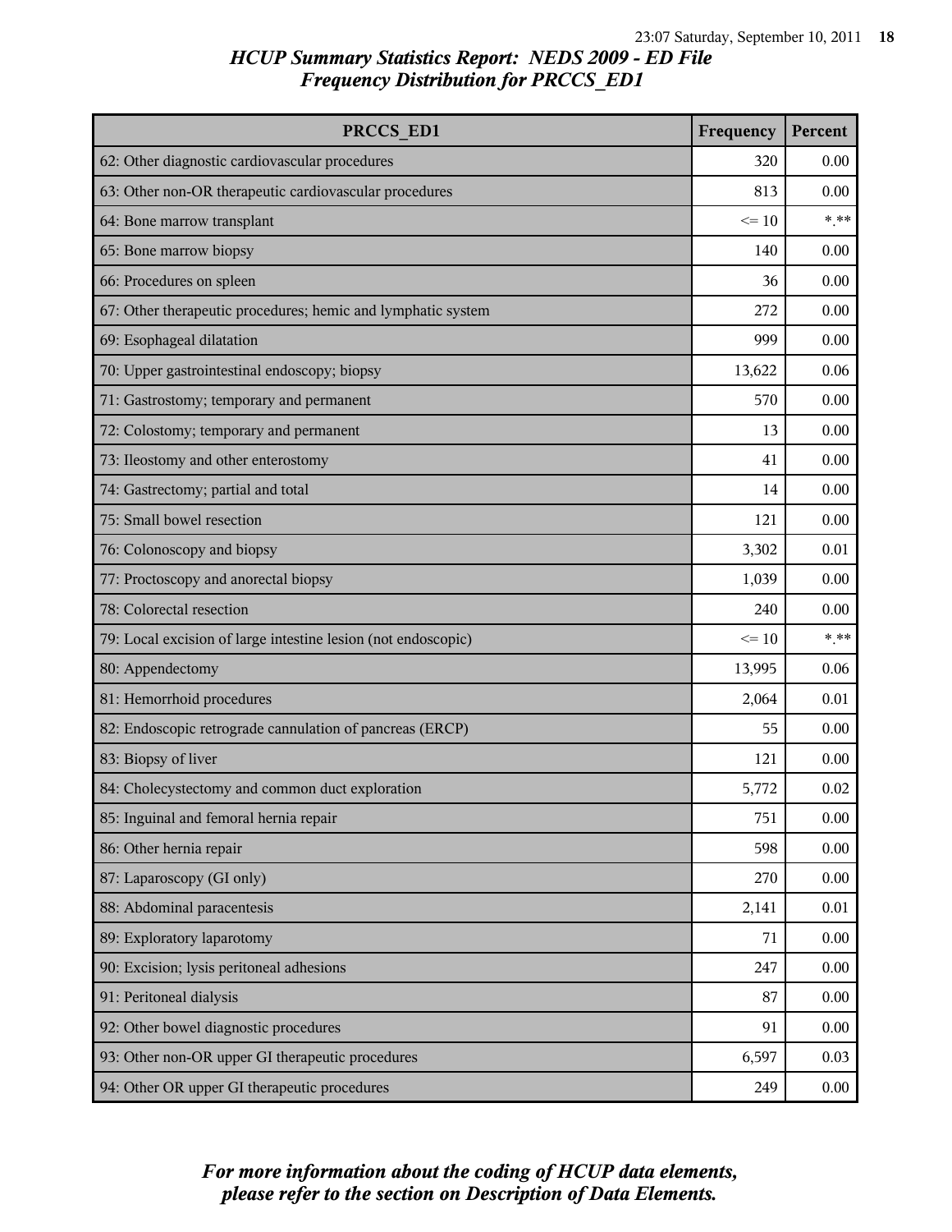# HCUP Summary Statistics Report: NEDS 2009 - ED File
## Frequency Distribution for PRCCS_ED1

| PRCCS_ED1 | Frequency | Percent |
|---|---|---|
| 62: Other diagnostic cardiovascular procedures | 320 | 0.00 |
| 63: Other non-OR therapeutic cardiovascular procedures | 813 | 0.00 |
| 64: Bone marrow transplant | <= 10 | *.** |
| 65: Bone marrow biopsy | 140 | 0.00 |
| 66: Procedures on spleen | 36 | 0.00 |
| 67: Other therapeutic procedures; hemic and lymphatic system | 272 | 0.00 |
| 69: Esophageal dilatation | 999 | 0.00 |
| 70: Upper gastrointestinal endoscopy; biopsy | 13,622 | 0.06 |
| 71: Gastrostomy; temporary and permanent | 570 | 0.00 |
| 72: Colostomy; temporary and permanent | 13 | 0.00 |
| 73: Ileostomy and other enterostomy | 41 | 0.00 |
| 74: Gastrectomy; partial and total | 14 | 0.00 |
| 75: Small bowel resection | 121 | 0.00 |
| 76: Colonoscopy and biopsy | 3,302 | 0.01 |
| 77: Proctoscopy and anorectal biopsy | 1,039 | 0.00 |
| 78: Colorectal resection | 240 | 0.00 |
| 79: Local excision of large intestine lesion (not endoscopic) | <= 10 | *.** |
| 80: Appendectomy | 13,995 | 0.06 |
| 81: Hemorrhoid procedures | 2,064 | 0.01 |
| 82: Endoscopic retrograde cannulation of pancreas (ERCP) | 55 | 0.00 |
| 83: Biopsy of liver | 121 | 0.00 |
| 84: Cholecystectomy and common duct exploration | 5,772 | 0.02 |
| 85: Inguinal and femoral hernia repair | 751 | 0.00 |
| 86: Other hernia repair | 598 | 0.00 |
| 87: Laparoscopy (GI only) | 270 | 0.00 |
| 88: Abdominal paracentesis | 2,141 | 0.01 |
| 89: Exploratory laparotomy | 71 | 0.00 |
| 90: Excision; lysis peritoneal adhesions | 247 | 0.00 |
| 91: Peritoneal dialysis | 87 | 0.00 |
| 92: Other bowel diagnostic procedures | 91 | 0.00 |
| 93: Other non-OR upper GI therapeutic procedures | 6,597 | 0.03 |
| 94: Other OR upper GI therapeutic procedures | 249 | 0.00 |

*For more information about the coding of HCUP data elements, please refer to the section on Description of Data Elements.*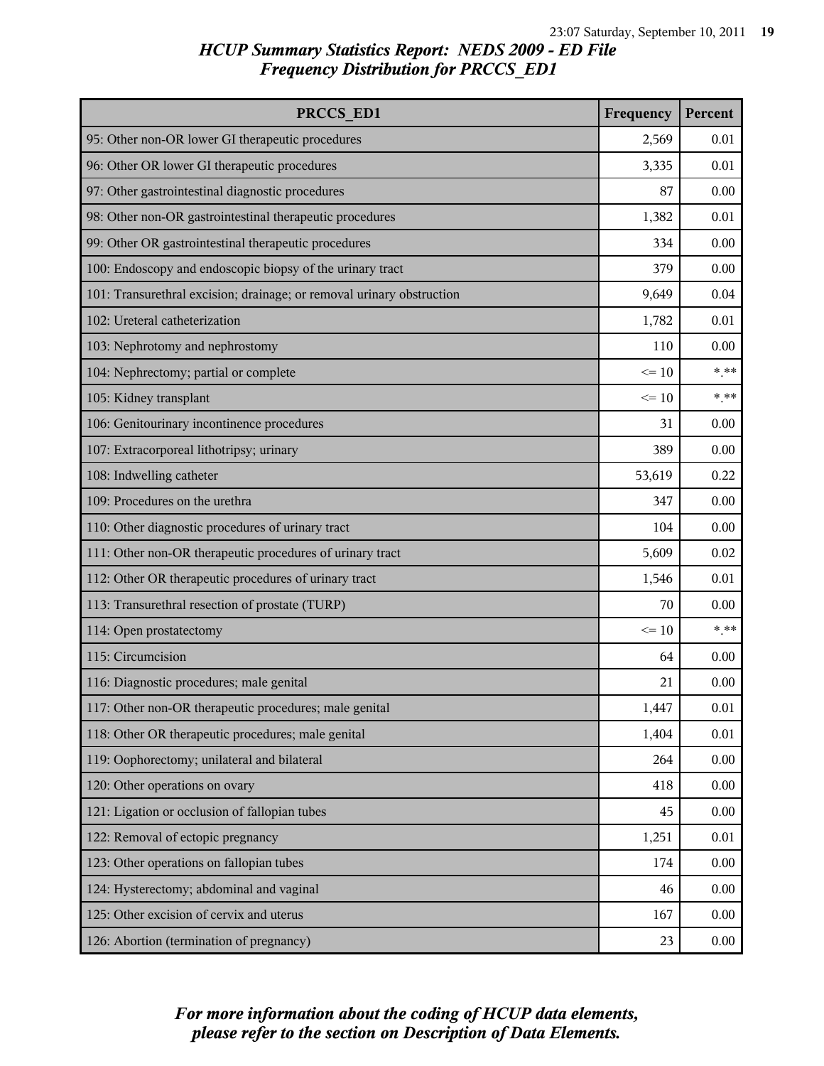## HCUP Summary Statistics Report: NEDS 2009 - ED File
## Frequency Distribution for PRCCS_ED1

| PRCCS_ED1 | Frequency | Percent |
|---|---|---|
| 95: Other non-OR lower GI therapeutic procedures | 2,569 | 0.01 |
| 96: Other OR lower GI therapeutic procedures | 3,335 | 0.01 |
| 97: Other gastrointestinal diagnostic procedures | 87 | 0.00 |
| 98: Other non-OR gastrointestinal therapeutic procedures | 1,382 | 0.01 |
| 99: Other OR gastrointestinal therapeutic procedures | 334 | 0.00 |
| 100: Endoscopy and endoscopic biopsy of the urinary tract | 379 | 0.00 |
| 101: Transurethral excision; drainage; or removal urinary obstruction | 9,649 | 0.04 |
| 102: Ureteral catheterization | 1,782 | 0.01 |
| 103: Nephrotomy and nephrostomy | 110 | 0.00 |
| 104: Nephrectomy; partial or complete | <= 10 | *.** |
| 105: Kidney transplant | <= 10 | *.** |
| 106: Genitourinary incontinence procedures | 31 | 0.00 |
| 107: Extracorporeal lithotripsy; urinary | 389 | 0.00 |
| 108: Indwelling catheter | 53,619 | 0.22 |
| 109: Procedures on the urethra | 347 | 0.00 |
| 110: Other diagnostic procedures of urinary tract | 104 | 0.00 |
| 111: Other non-OR therapeutic procedures of urinary tract | 5,609 | 0.02 |
| 112: Other OR therapeutic procedures of urinary tract | 1,546 | 0.01 |
| 113: Transurethral resection of prostate (TURP) | 70 | 0.00 |
| 114: Open prostatectomy | <= 10 | *.** |
| 115: Circumcision | 64 | 0.00 |
| 116: Diagnostic procedures; male genital | 21 | 0.00 |
| 117: Other non-OR therapeutic procedures; male genital | 1,447 | 0.01 |
| 118: Other OR therapeutic procedures; male genital | 1,404 | 0.01 |
| 119: Oophorectomy; unilateral and bilateral | 264 | 0.00 |
| 120: Other operations on ovary | 418 | 0.00 |
| 121: Ligation or occlusion of fallopian tubes | 45 | 0.00 |
| 122: Removal of ectopic pregnancy | 1,251 | 0.01 |
| 123: Other operations on fallopian tubes | 174 | 0.00 |
| 124: Hysterectomy; abdominal and vaginal | 46 | 0.00 |
| 125: Other excision of cervix and uterus | 167 | 0.00 |
| 126: Abortion (termination of pregnancy) | 23 | 0.00 |

*For more information about the coding of HCUP data elements, please refer to the section on Description of Data Elements.*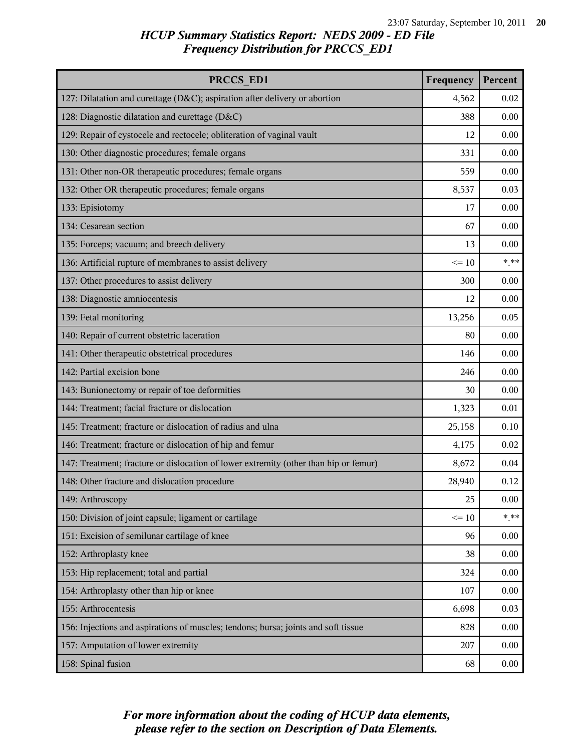# HCUP Summary Statistics Report: NEDS 2009 - ED File
## Frequency Distribution for PRCCS_ED1

| PRCCS_ED1 | Frequency | Percent |
|---|---|---|
| 127: Dilatation and curettage (D&C); aspiration after delivery or abortion | 4,562 | 0.02 |
| 128: Diagnostic dilatation and curettage (D&C) | 388 | 0.00 |
| 129: Repair of cystocele and rectocele; obliteration of vaginal vault | 12 | 0.00 |
| 130: Other diagnostic procedures; female organs | 331 | 0.00 |
| 131: Other non-OR therapeutic procedures; female organs | 559 | 0.00 |
| 132: Other OR therapeutic procedures; female organs | 8,537 | 0.03 |
| 133: Episiotomy | 17 | 0.00 |
| 134: Cesarean section | 67 | 0.00 |
| 135: Forceps; vacuum; and breech delivery | 13 | 0.00 |
| 136: Artificial rupture of membranes to assist delivery | <= 10 | *.** |
| 137: Other procedures to assist delivery | 300 | 0.00 |
| 138: Diagnostic amniocentesis | 12 | 0.00 |
| 139: Fetal monitoring | 13,256 | 0.05 |
| 140: Repair of current obstetric laceration | 80 | 0.00 |
| 141: Other therapeutic obstetrical procedures | 146 | 0.00 |
| 142: Partial excision bone | 246 | 0.00 |
| 143: Bunionectomy or repair of toe deformities | 30 | 0.00 |
| 144: Treatment; facial fracture or dislocation | 1,323 | 0.01 |
| 145: Treatment; fracture or dislocation of radius and ulna | 25,158 | 0.10 |
| 146: Treatment; fracture or dislocation of hip and femur | 4,175 | 0.02 |
| 147: Treatment; fracture or dislocation of lower extremity (other than hip or femur) | 8,672 | 0.04 |
| 148: Other fracture and dislocation procedure | 28,940 | 0.12 |
| 149: Arthroscopy | 25 | 0.00 |
| 150: Division of joint capsule; ligament or cartilage | <= 10 | *.** |
| 151: Excision of semilunar cartilage of knee | 96 | 0.00 |
| 152: Arthroplasty knee | 38 | 0.00 |
| 153: Hip replacement; total and partial | 324 | 0.00 |
| 154: Arthroplasty other than hip or knee | 107 | 0.00 |
| 155: Arthrocentesis | 6,698 | 0.03 |
| 156: Injections and aspirations of muscles; tendons; bursa; joints and soft tissue | 828 | 0.00 |
| 157: Amputation of lower extremity | 207 | 0.00 |
| 158: Spinal fusion | 68 | 0.00 |

*For more information about the coding of HCUP data elements, please refer to the section on Description of Data Elements.*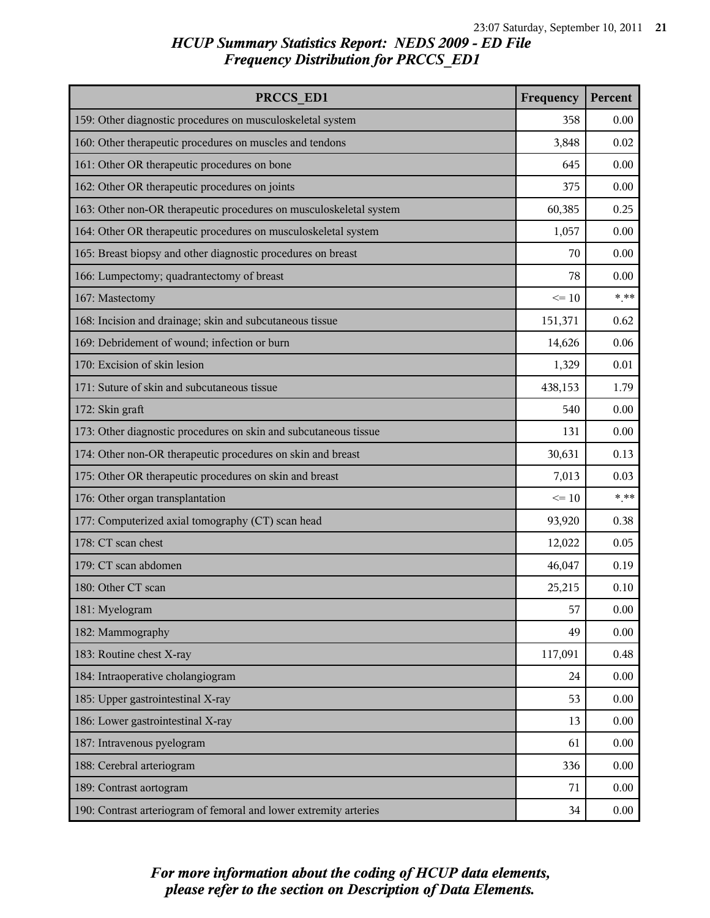# HCUP Summary Statistics Report: NEDS 2009 - ED File

## Frequency Distribution for PRCCS_ED1

| PRCCS_ED1 | Frequency | Percent |
|---|---|---|
| 159: Other diagnostic procedures on musculoskeletal system | 358 | 0.00 |
| 160: Other therapeutic procedures on muscles and tendons | 3,848 | 0.02 |
| 161: Other OR therapeutic procedures on bone | 645 | 0.00 |
| 162: Other OR therapeutic procedures on joints | 375 | 0.00 |
| 163: Other non-OR therapeutic procedures on musculoskeletal system | 60,385 | 0.25 |
| 164: Other OR therapeutic procedures on musculoskeletal system | 1,057 | 0.00 |
| 165: Breast biopsy and other diagnostic procedures on breast | 70 | 0.00 |
| 166: Lumpectomy; quadrantectomy of breast | 78 | 0.00 |
| 167: Mastectomy | <= 10 | *.** |
| 168: Incision and drainage; skin and subcutaneous tissue | 151,371 | 0.62 |
| 169: Debridement of wound; infection or burn | 14,626 | 0.06 |
| 170: Excision of skin lesion | 1,329 | 0.01 |
| 171: Suture of skin and subcutaneous tissue | 438,153 | 1.79 |
| 172: Skin graft | 540 | 0.00 |
| 173: Other diagnostic procedures on skin and subcutaneous tissue | 131 | 0.00 |
| 174: Other non-OR therapeutic procedures on skin and breast | 30,631 | 0.13 |
| 175: Other OR therapeutic procedures on skin and breast | 7,013 | 0.03 |
| 176: Other organ transplantation | <= 10 | *.** |
| 177: Computerized axial tomography (CT) scan head | 93,920 | 0.38 |
| 178: CT scan chest | 12,022 | 0.05 |
| 179: CT scan abdomen | 46,047 | 0.19 |
| 180: Other CT scan | 25,215 | 0.10 |
| 181: Myelogram | 57 | 0.00 |
| 182: Mammography | 49 | 0.00 |
| 183: Routine chest X-ray | 117,091 | 0.48 |
| 184: Intraoperative cholangiogram | 24 | 0.00 |
| 185: Upper gastrointestinal X-ray | 53 | 0.00 |
| 186: Lower gastrointestinal X-ray | 13 | 0.00 |
| 187: Intravenous pyelogram | 61 | 0.00 |
| 188: Cerebral arteriogram | 336 | 0.00 |
| 189: Contrast aortogram | 71 | 0.00 |
| 190: Contrast arteriogram of femoral and lower extremity arteries | 34 | 0.00 |

*For more information about the coding of HCUP data elements, please refer to the section on Description of Data Elements.*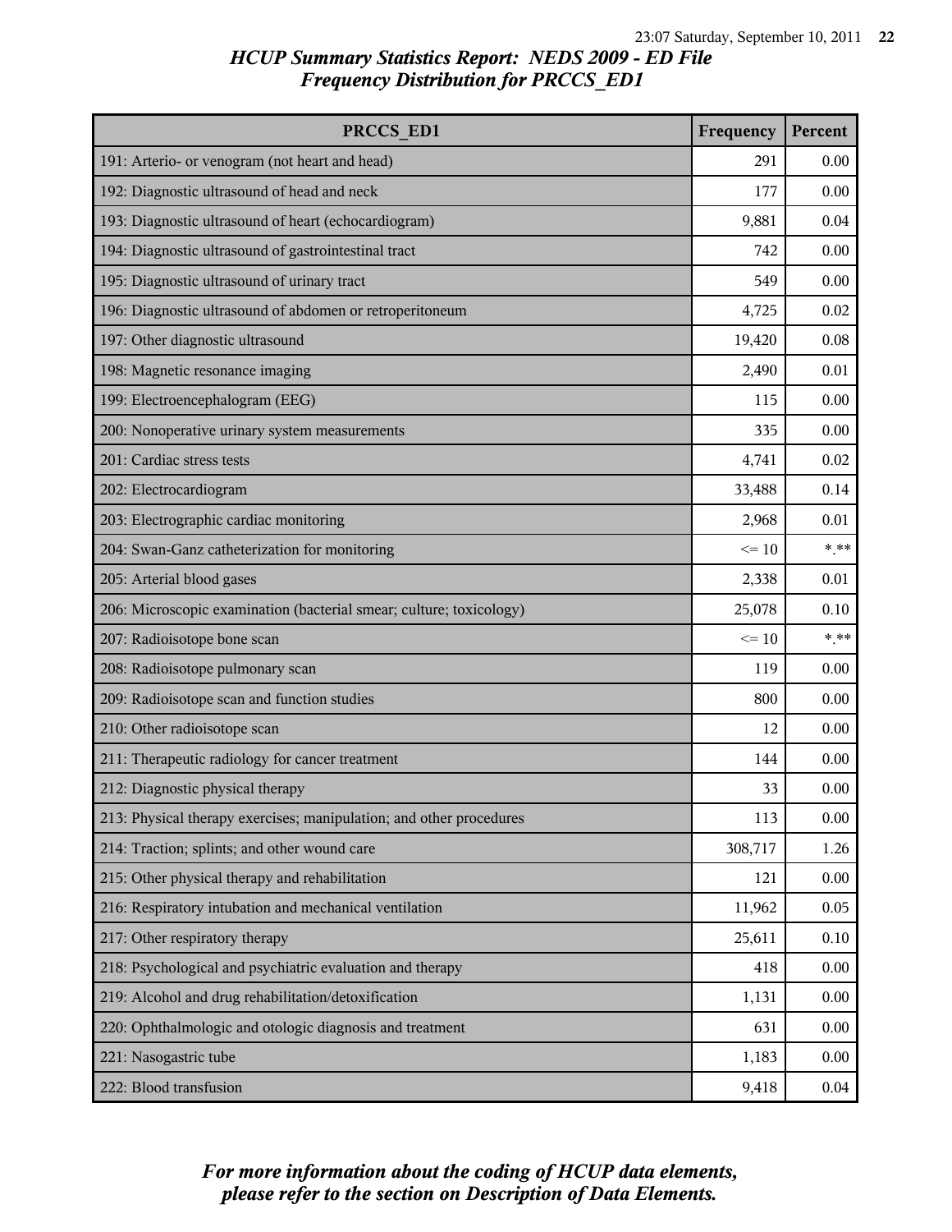## HCUP Summary Statistics Report: NEDS 2009 - ED File
## Frequency Distribution for PRCCS_ED1

| PRCCS_ED1 | Frequency | Percent |
|---|---|---|
| 191: Arterio- or venogram (not heart and head) | 291 | 0.00 |
| 192: Diagnostic ultrasound of head and neck | 177 | 0.00 |
| 193: Diagnostic ultrasound of heart (echocardiogram) | 9,881 | 0.04 |
| 194: Diagnostic ultrasound of gastrointestinal tract | 742 | 0.00 |
| 195: Diagnostic ultrasound of urinary tract | 549 | 0.00 |
| 196: Diagnostic ultrasound of abdomen or retroperitoneum | 4,725 | 0.02 |
| 197: Other diagnostic ultrasound | 19,420 | 0.08 |
| 198: Magnetic resonance imaging | 2,490 | 0.01 |
| 199: Electroencephalogram (EEG) | 115 | 0.00 |
| 200: Nonoperative urinary system measurements | 335 | 0.00 |
| 201: Cardiac stress tests | 4,741 | 0.02 |
| 202: Electrocardiogram | 33,488 | 0.14 |
| 203: Electrographic cardiac monitoring | 2,968 | 0.01 |
| 204: Swan-Ganz catheterization for monitoring | <= 10 | *.** |
| 205: Arterial blood gases | 2,338 | 0.01 |
| 206: Microscopic examination (bacterial smear; culture; toxicology) | 25,078 | 0.10 |
| 207: Radioisotope bone scan | <= 10 | *.** |
| 208: Radioisotope pulmonary scan | 119 | 0.00 |
| 209: Radioisotope scan and function studies | 800 | 0.00 |
| 210: Other radioisotope scan | 12 | 0.00 |
| 211: Therapeutic radiology for cancer treatment | 144 | 0.00 |
| 212: Diagnostic physical therapy | 33 | 0.00 |
| 213: Physical therapy exercises; manipulation; and other procedures | 113 | 0.00 |
| 214: Traction; splints; and other wound care | 308,717 | 1.26 |
| 215: Other physical therapy and rehabilitation | 121 | 0.00 |
| 216: Respiratory intubation and mechanical ventilation | 11,962 | 0.05 |
| 217: Other respiratory therapy | 25,611 | 0.10 |
| 218: Psychological and psychiatric evaluation and therapy | 418 | 0.00 |
| 219: Alcohol and drug rehabilitation/detoxification | 1,131 | 0.00 |
| 220: Ophthalmologic and otologic diagnosis and treatment | 631 | 0.00 |
| 221: Nasogastric tube | 1,183 | 0.00 |
| 222: Blood transfusion | 9,418 | 0.04 |

*For more information about the coding of HCUP data elements, please refer to the section on Description of Data Elements.*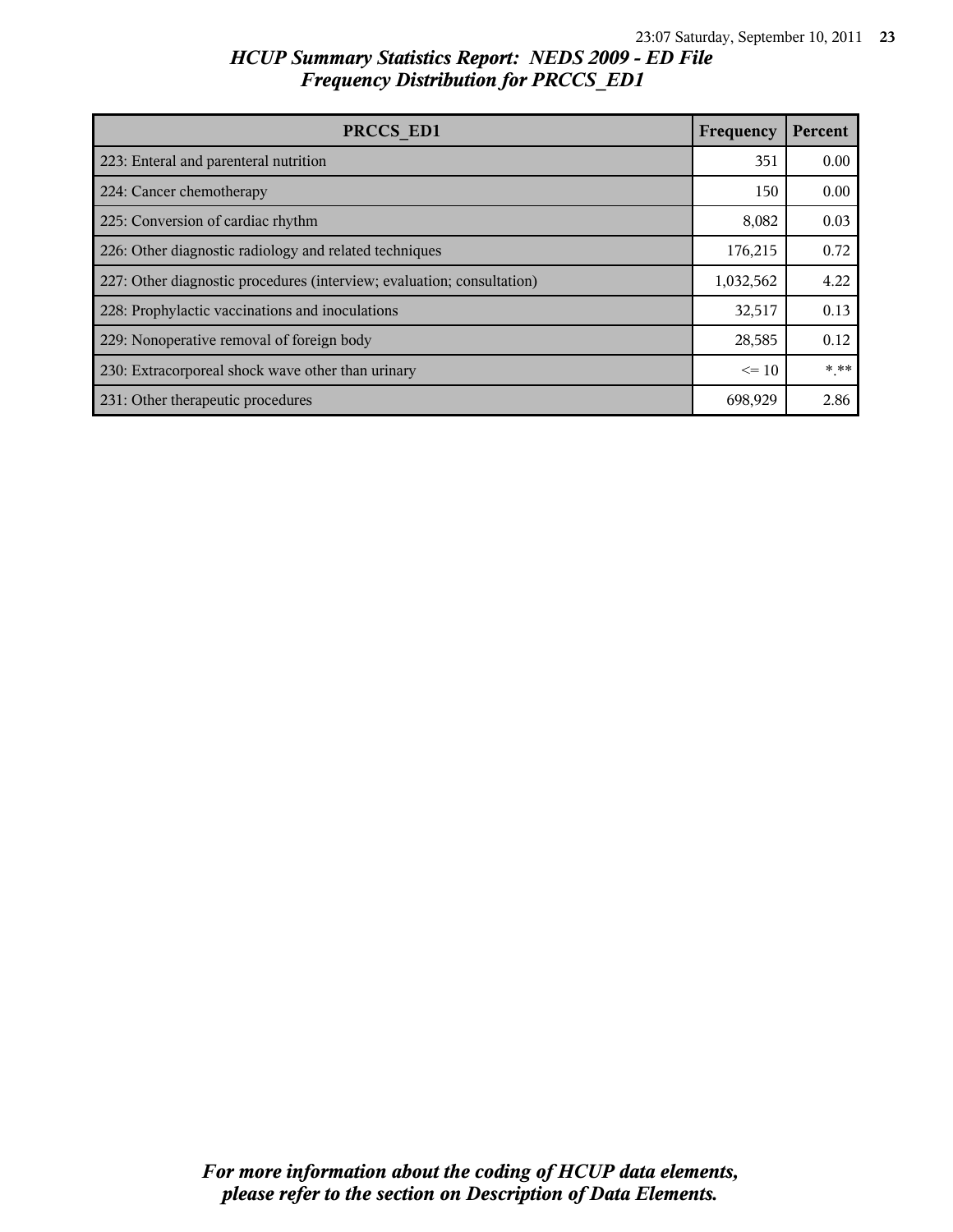# HCUP Summary Statistics Report: NEDS 2009 - ED File

## Frequency Distribution for PRCCS_ED1

| PRCCS_ED1 | Frequency | Percent |
|---|---|---|
| 223: Enteral and parenteral nutrition | 351 | 0.00 |
| 224: Cancer chemotherapy | 150 | 0.00 |
| 225: Conversion of cardiac rhythm | 8,082 | 0.03 |
| 226: Other diagnostic radiology and related techniques | 176,215 | 0.72 |
| 227: Other diagnostic procedures (interview; evaluation; consultation) | 1,032,562 | 4.22 |
| 228: Prophylactic vaccinations and inoculations | 32,517 | 0.13 |
| 229: Nonoperative removal of foreign body | 28,585 | 0.12 |
| 230: Extracorporeal shock wave other than urinary | <= 10 | *.** |
| 231: Other therapeutic procedures | 698,929 | 2.86 |

*For more information about the coding of HCUP data elements, please refer to the section on Description of Data Elements.*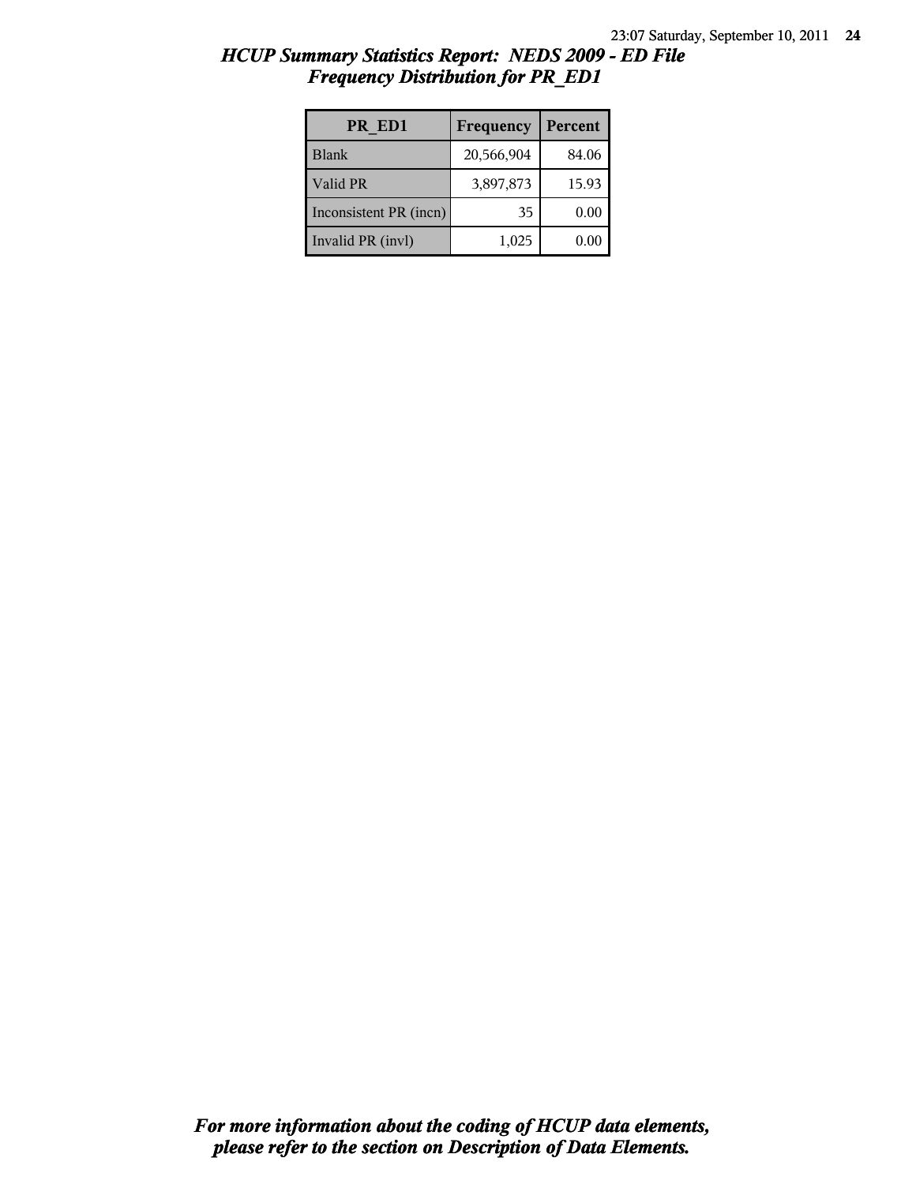# *HCUP Summary Statistics Report: NEDS 2009 - ED File*
## *Frequency Distribution for PR_ED1*

| PR_ED1 | Frequency | Percent |
|---|---|---|
| Blank | 20,566,904 | 84.06 |
| Valid PR | 3,897,873 | 15.93 |
| Inconsistent PR (incn) | 35 | 0.00 |
| Invalid PR (invl) | 1,025 | 0.00 |

***For more information about the coding of HCUP data elements, please refer to the section on Description of Data Elements.***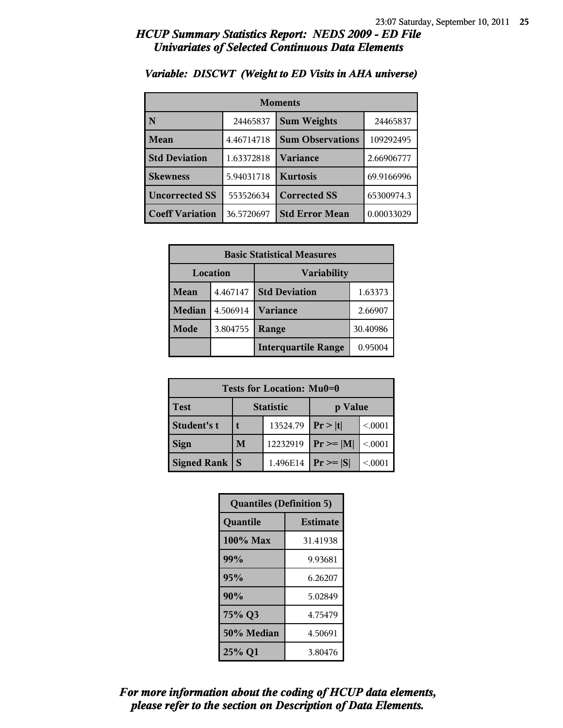# HCUP Summary Statistics Report: NEDS 2009 - ED File
## Univariates of Selected Continuous Data Elements

### Variable: DISCWT (Weight to ED Visits in AHA universe)

| Moments | | | |
|---|---|---|---|
| **N** | 24465837 | **Sum Weights** | 24465837 |
| **Mean** | 4.46714718 | **Sum Observations** | 109292495 |
| **Std Deviation** | 1.63372818 | **Variance** | 2.66906777 |
| **Skewness** | 5.94031718 | **Kurtosis** | 69.9166996 |
| **Uncorrected SS** | 553526634 | **Corrected SS** | 65300974.3 |
| **Coeff Variation** | 36.5720697 | **Std Error Mean** | 0.00033029 |

| Basic Statistical Measures | | | |
|---|---|---|---|
| Location | | Variability | |
| **Mean** | 4.467147 | **Std Deviation** | 1.63373 |
| **Median** | 4.506914 | **Variance** | 2.66907 |
| **Mode** | 3.804755 | **Range** | 30.40986 |
| | | **Interquartile Range** | 0.95004 |

| Tests for Location: Mu0=0 | | | | |
|---|---|---|---|---|
| **Test** | Statistic | | p Value | |
| **Student's t** | **t** | 13524.79 | **Pr > \|t\|** | <.0001 |
| **Sign** | **M** | 12232919 | **Pr >= \|M\|** | <.0001 |
| **Signed Rank** | **S** | 1.496E14 | **Pr >= \|S\|** | <.0001 |

| Quantiles (Definition 5) | |
|---|---|
| **Quantile** | **Estimate** |
| **100% Max** | 31.41938 |
| **99%** | 9.93681 |
| **95%** | 6.26207 |
| **90%** | 5.02849 |
| **75% Q3** | 4.75479 |
| **50% Median** | 4.50691 |
| **25% Q1** | 3.80476 |

*For more information about the coding of HCUP data elements, please refer to the section on Description of Data Elements.*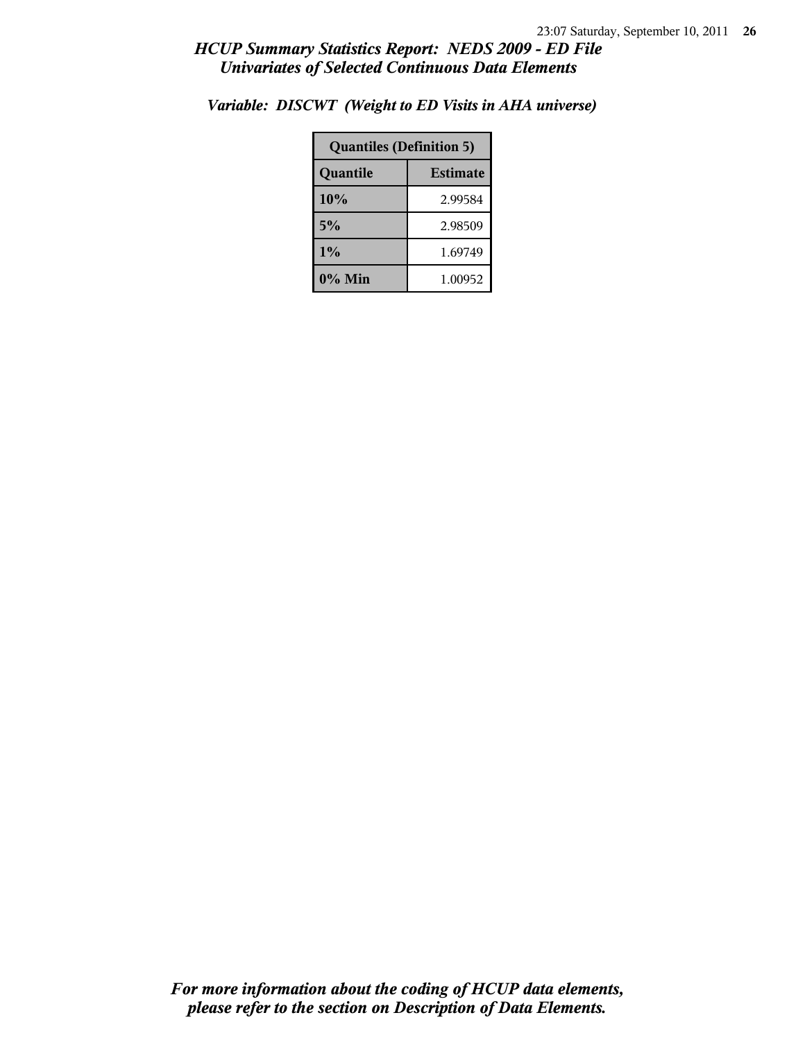*Variable: DISCWT (Weight to ED Visits in AHA universe)*

| Quantiles (Definition 5) | |
|---|---|
| **Quantile** | **Estimate** |
| **10%** | 2.99584 |
| **5%** | 2.98509 |
| **1%** | 1.69749 |
| **0% Min** | 1.00952 |

***For more information about the coding of HCUP data elements, please refer to the section on Description of Data Elements.***